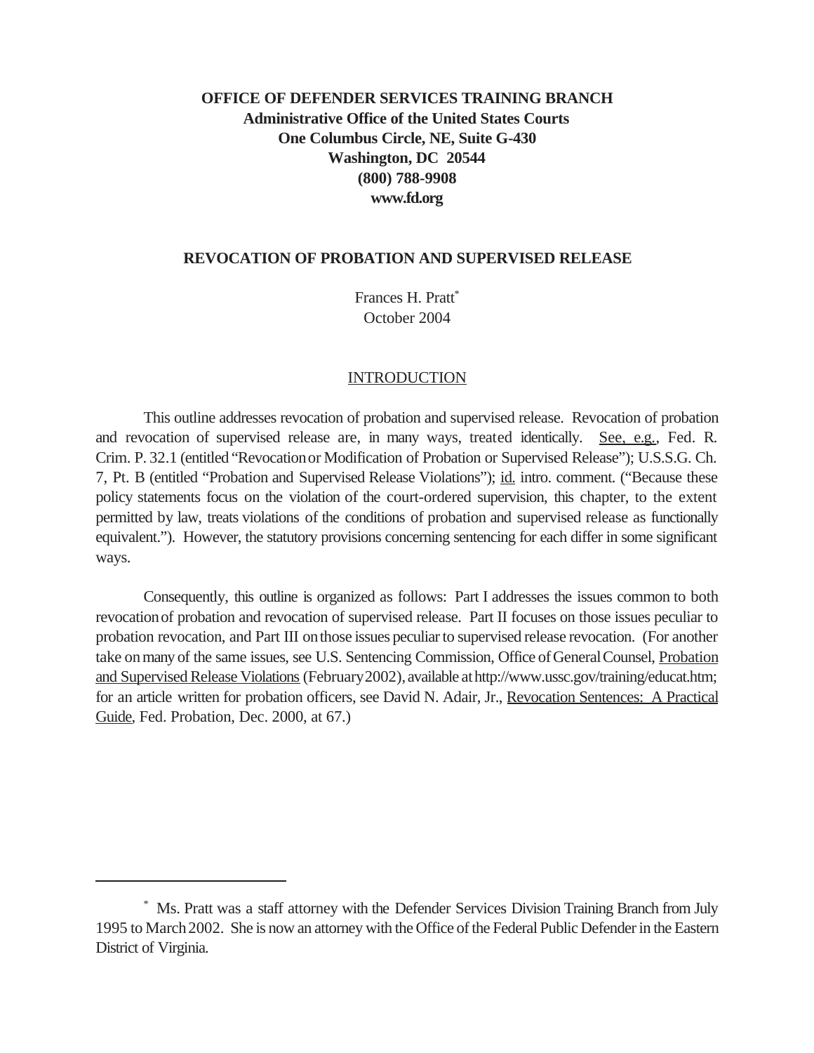**OFFICE OF DEFENDER SERVICES TRAINING BRANCH**
**Administrative Office of the United States Courts**
**One Columbus Circle, NE, Suite G-430**
**Washington, DC 20544**
**(800) 788-9908**
**www.fd.org**

# REVOCATION OF PROBATION AND SUPERVISED RELEASE

Frances H. Pratt*
October 2004

## INTRODUCTION

This outline addresses revocation of probation and supervised release. Revocation of probation and revocation of supervised release are, in many ways, treated identically. See, e.g., Fed. R. Crim. P. 32.1 (entitled "Revocation or Modification of Probation or Supervised Release"); U.S.S.G. Ch. 7, Pt. B (entitled "Probation and Supervised Release Violations"); id. intro. comment. ("Because these policy statements focus on the violation of the court-ordered supervision, this chapter, to the extent permitted by law, treats violations of the conditions of probation and supervised release as functionally equivalent."). However, the statutory provisions concerning sentencing for each differ in some significant ways.

Consequently, this outline is organized as follows: Part I addresses the issues common to both revocation of probation and revocation of supervised release. Part II focuses on those issues peculiar to probation revocation, and Part III on those issues peculiar to supervised release revocation. (For another take on many of the same issues, see U.S. Sentencing Commission, Office of General Counsel, Probation and Supervised Release Violations (February 2002), available at http://www.ussc.gov/training/educat.htm; for an article written for probation officers, see David N. Adair, Jr., Revocation Sentences: A Practical Guide, Fed. Probation, Dec. 2000, at 67.)

---

* Ms. Pratt was a staff attorney with the Defender Services Division Training Branch from July 1995 to March 2002. She is now an attorney with the Office of the Federal Public Defender in the Eastern District of Virginia.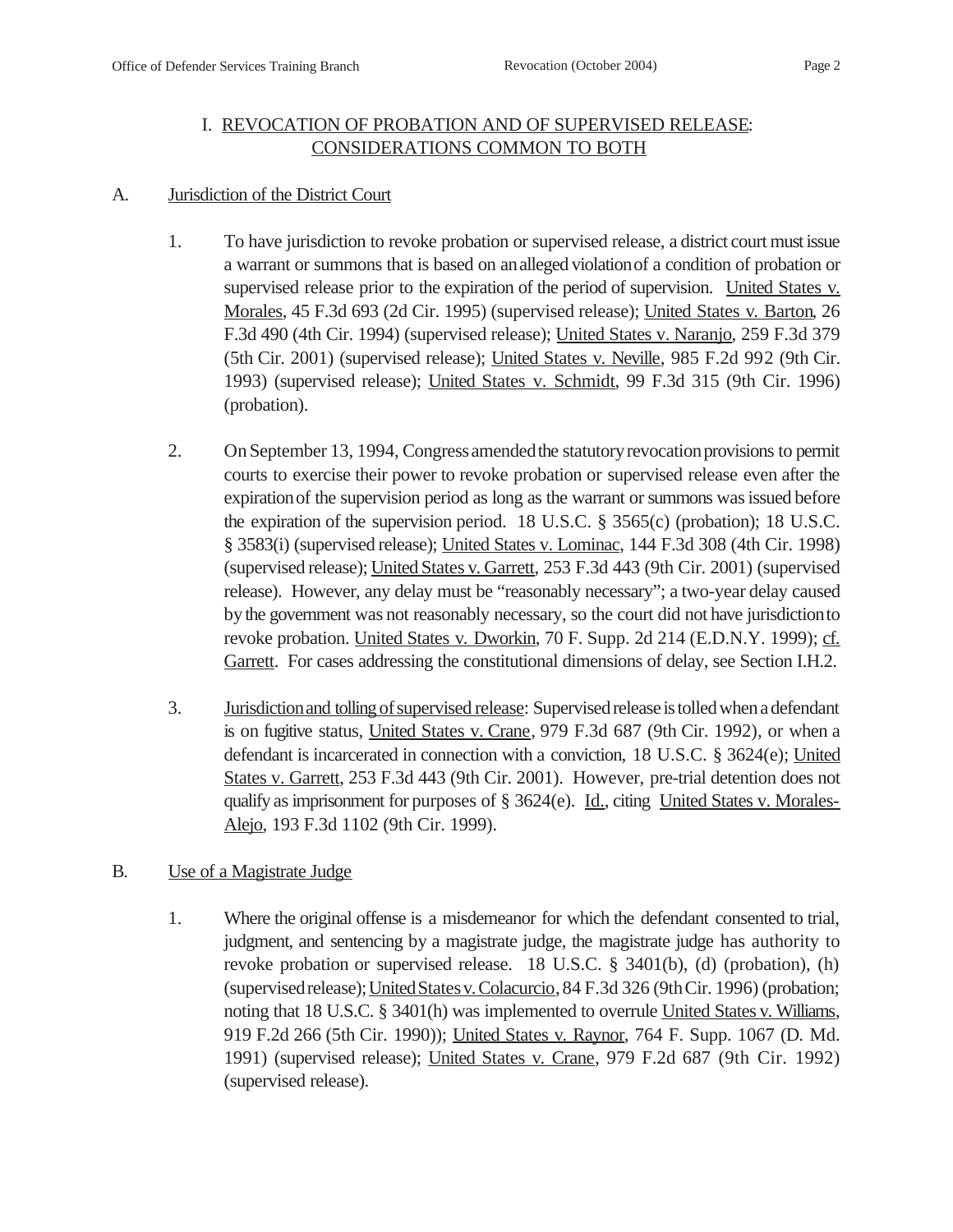# I. <u>REVOCATION OF PROBATION AND OF SUPERVISED RELEASE: CONSIDERATIONS COMMON TO BOTH</u>

## A. <u>Jurisdiction of the District Court</u>

1. To have jurisdiction to revoke probation or supervised release, a district court must issue a warrant or summons that is based on an alleged violation of a condition of probation or supervised release prior to the expiration of the period of supervision. <u>United States v. Morales</u>, 45 F.3d 693 (2d Cir. 1995) (supervised release); <u>United States v. Barton</u>, 26 F.3d 490 (4th Cir. 1994) (supervised release); <u>United States v. Naranjo</u>, 259 F.3d 379 (5th Cir. 2001) (supervised release); <u>United States v. Neville</u>, 985 F.2d 992 (9th Cir. 1993) (supervised release); <u>United States v. Schmidt</u>, 99 F.3d 315 (9th Cir. 1996) (probation).

2. On September 13, 1994, Congress amended the statutory revocation provisions to permit courts to exercise their power to revoke probation or supervised release even after the expiration of the supervision period as long as the warrant or summons was issued before the expiration of the supervision period. 18 U.S.C. § 3565(c) (probation); 18 U.S.C. § 3583(i) (supervised release); <u>United States v. Lominac</u>, 144 F.3d 308 (4th Cir. 1998) (supervised release); <u>United States v. Garrett</u>, 253 F.3d 443 (9th Cir. 2001) (supervised release). However, any delay must be "reasonably necessary"; a two-year delay caused by the government was not reasonably necessary, so the court did not have jurisdiction to revoke probation. <u>United States v. Dworkin</u>, 70 F. Supp. 2d 214 (E.D.N.Y. 1999); <u>cf. Garrett</u>. For cases addressing the constitutional dimensions of delay, see Section I.H.2.

3. <u>Jurisdiction and tolling of supervised release</u>: Supervised release is tolled when a defendant is on fugitive status, <u>United States v. Crane</u>, 979 F.3d 687 (9th Cir. 1992), or when a defendant is incarcerated in connection with a conviction, 18 U.S.C. § 3624(e); <u>United States v. Garrett</u>, 253 F.3d 443 (9th Cir. 2001). However, pre-trial detention does not qualify as imprisonment for purposes of § 3624(e). <u>Id.</u>, citing <u>United States v. Morales-Alejo</u>, 193 F.3d 1102 (9th Cir. 1999).

## B. <u>Use of a Magistrate Judge</u>

1. Where the original offense is a misdemeanor for which the defendant consented to trial, judgment, and sentencing by a magistrate judge, the magistrate judge has authority to revoke probation or supervised release. 18 U.S.C. § 3401(b), (d) (probation), (h) (supervised release); <u>United States v. Colacurcio</u>, 84 F.3d 326 (9th Cir. 1996) (probation; noting that 18 U.S.C. § 3401(h) was implemented to overrule <u>United States v. Williams</u>, 919 F.2d 266 (5th Cir. 1990)); <u>United States v. Raynor</u>, 764 F. Supp. 1067 (D. Md. 1991) (supervised release); <u>United States v. Crane</u>, 979 F.2d 687 (9th Cir. 1992) (supervised release).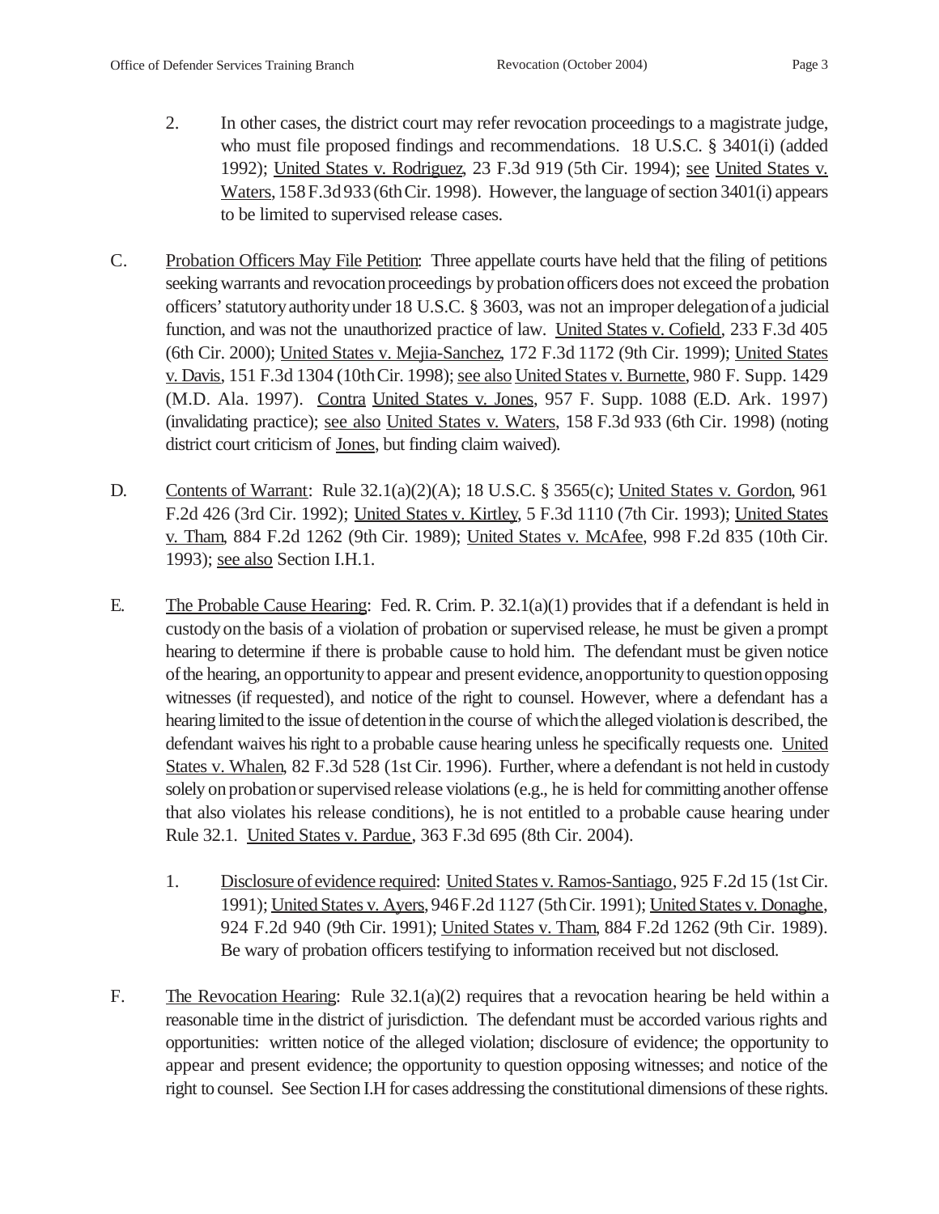2. In other cases, the district court may refer revocation proceedings to a magistrate judge, who must file proposed findings and recommendations. 18 U.S.C. § 3401(i) (added 1992); United States v. Rodriguez, 23 F.3d 919 (5th Cir. 1994); see United States v. Waters, 158 F.3d 933 (6th Cir. 1998). However, the language of section 3401(i) appears to be limited to supervised release cases.

C. Probation Officers May File Petition: Three appellate courts have held that the filing of petitions seeking warrants and revocation proceedings by probation officers does not exceed the probation officers' statutory authority under 18 U.S.C. § 3603, was not an improper delegation of a judicial function, and was not the unauthorized practice of law. United States v. Cofield, 233 F.3d 405 (6th Cir. 2000); United States v. Mejia-Sanchez, 172 F.3d 1172 (9th Cir. 1999); United States v. Davis, 151 F.3d 1304 (10th Cir. 1998); see also United States v. Burnette, 980 F. Supp. 1429 (M.D. Ala. 1997). Contra United States v. Jones, 957 F. Supp. 1088 (E.D. Ark. 1997) (invalidating practice); see also United States v. Waters, 158 F.3d 933 (6th Cir. 1998) (noting district court criticism of Jones, but finding claim waived).

D. Contents of Warrant: Rule 32.1(a)(2)(A); 18 U.S.C. § 3565(c); United States v. Gordon, 961 F.2d 426 (3rd Cir. 1992); United States v. Kirtley, 5 F.3d 1110 (7th Cir. 1993); United States v. Tham, 884 F.2d 1262 (9th Cir. 1989); United States v. McAfee, 998 F.2d 835 (10th Cir. 1993); see also Section I.H.1.

E. The Probable Cause Hearing: Fed. R. Crim. P. 32.1(a)(1) provides that if a defendant is held in custody on the basis of a violation of probation or supervised release, he must be given a prompt hearing to determine if there is probable cause to hold him. The defendant must be given notice of the hearing, an opportunity to appear and present evidence, an opportunity to question opposing witnesses (if requested), and notice of the right to counsel. However, where a defendant has a hearing limited to the issue of detention in the course of which the alleged violation is described, the defendant waives his right to a probable cause hearing unless he specifically requests one. United States v. Whalen, 82 F.3d 528 (1st Cir. 1996). Further, where a defendant is not held in custody solely on probation or supervised release violations (e.g., he is held for committing another offense that also violates his release conditions), he is not entitled to a probable cause hearing under Rule 32.1. United States v. Pardue, 363 F.3d 695 (8th Cir. 2004).

1. Disclosure of evidence required: United States v. Ramos-Santiago, 925 F.2d 15 (1st Cir. 1991); United States v. Ayers, 946 F.2d 1127 (5th Cir. 1991); United States v. Donaghe, 924 F.2d 940 (9th Cir. 1991); United States v. Tham, 884 F.2d 1262 (9th Cir. 1989). Be wary of probation officers testifying to information received but not disclosed.

F. The Revocation Hearing: Rule 32.1(a)(2) requires that a revocation hearing be held within a reasonable time in the district of jurisdiction. The defendant must be accorded various rights and opportunities: written notice of the alleged violation; disclosure of evidence; the opportunity to appear and present evidence; the opportunity to question opposing witnesses; and notice of the right to counsel. See Section I.H for cases addressing the constitutional dimensions of these rights.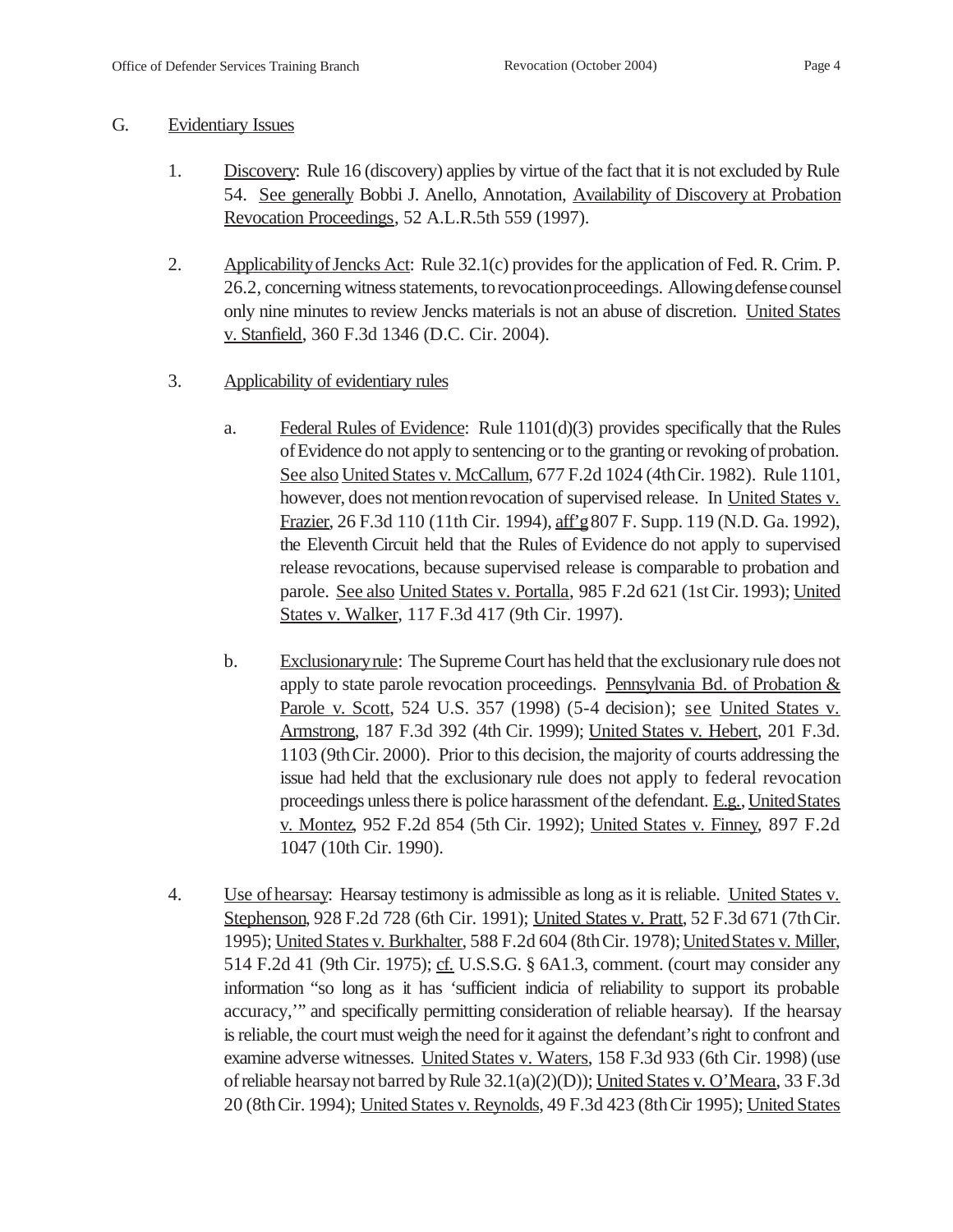## G. Evidentiary Issues

1. Discovery: Rule 16 (discovery) applies by virtue of the fact that it is not excluded by Rule 54. See generally Bobbi J. Anello, Annotation, Availability of Discovery at Probation Revocation Proceedings, 52 A.L.R.5th 559 (1997).

2. Applicability of Jencks Act: Rule 32.1(c) provides for the application of Fed. R. Crim. P. 26.2, concerning witness statements, to revocation proceedings. Allowing defense counsel only nine minutes to review Jencks materials is not an abuse of discretion. United States v. Stanfield, 360 F.3d 1346 (D.C. Cir. 2004).

3. Applicability of evidentiary rules

   a. Federal Rules of Evidence: Rule 1101(d)(3) provides specifically that the Rules of Evidence do not apply to sentencing or to the granting or revoking of probation. See also United States v. McCallum, 677 F.2d 1024 (4th Cir. 1982). Rule 1101, however, does not mention revocation of supervised release. In United States v. Frazier, 26 F.3d 110 (11th Cir. 1994), aff'g 807 F. Supp. 119 (N.D. Ga. 1992), the Eleventh Circuit held that the Rules of Evidence do not apply to supervised release revocations, because supervised release is comparable to probation and parole. See also United States v. Portalla, 985 F.2d 621 (1st Cir. 1993); United States v. Walker, 117 F.3d 417 (9th Cir. 1997).

   b. Exclusionary rule: The Supreme Court has held that the exclusionary rule does not apply to state parole revocation proceedings. Pennsylvania Bd. of Probation & Parole v. Scott, 524 U.S. 357 (1998) (5-4 decision); see United States v. Armstrong, 187 F.3d 392 (4th Cir. 1999); United States v. Hebert, 201 F.3d. 1103 (9th Cir. 2000). Prior to this decision, the majority of courts addressing the issue had held that the exclusionary rule does not apply to federal revocation proceedings unless there is police harassment of the defendant. E.g., United States v. Montez, 952 F.2d 854 (5th Cir. 1992); United States v. Finney, 897 F.2d 1047 (10th Cir. 1990).

4. Use of hearsay: Hearsay testimony is admissible as long as it is reliable. United States v. Stephenson, 928 F.2d 728 (6th Cir. 1991); United States v. Pratt, 52 F.3d 671 (7th Cir. 1995); United States v. Burkhalter, 588 F.2d 604 (8th Cir. 1978); United States v. Miller, 514 F.2d 41 (9th Cir. 1975); cf. U.S.S.G. § 6A1.3, comment. (court may consider any information "so long as it has 'sufficient indicia of reliability to support its probable accuracy,'" and specifically permitting consideration of reliable hearsay). If the hearsay is reliable, the court must weigh the need for it against the defendant's right to confront and examine adverse witnesses. United States v. Waters, 158 F.3d 933 (6th Cir. 1998) (use of reliable hearsay not barred by Rule 32.1(a)(2)(D)); United States v. O'Meara, 33 F.3d 20 (8th Cir. 1994); United States v. Reynolds, 49 F.3d 423 (8th Cir 1995); United States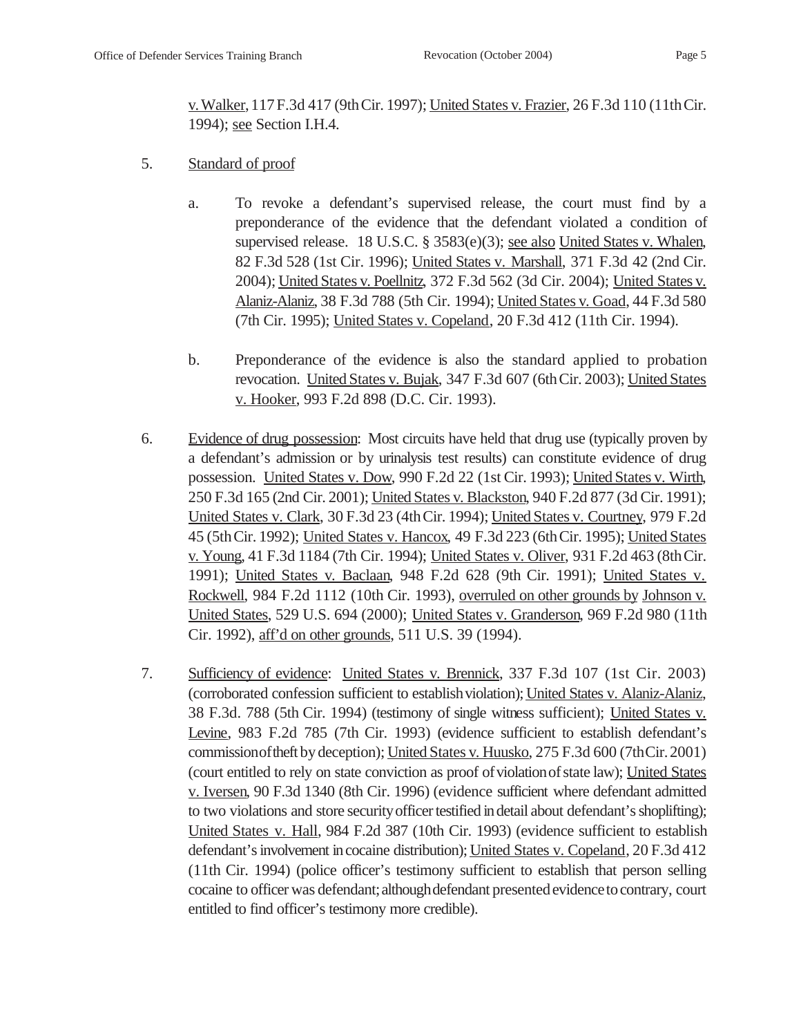v. Walker, 117 F.3d 417 (9th Cir. 1997); United States v. Frazier, 26 F.3d 110 (11th Cir. 1994); see Section I.H.4.

5. Standard of proof

   a. To revoke a defendant's supervised release, the court must find by a preponderance of the evidence that the defendant violated a condition of supervised release. 18 U.S.C. § 3583(e)(3); see also United States v. Whalen, 82 F.3d 528 (1st Cir. 1996); United States v. Marshall, 371 F.3d 42 (2nd Cir. 2004); United States v. Poellnitz, 372 F.3d 562 (3d Cir. 2004); United States v. Alaniz-Alaniz, 38 F.3d 788 (5th Cir. 1994); United States v. Goad, 44 F.3d 580 (7th Cir. 1995); United States v. Copeland, 20 F.3d 412 (11th Cir. 1994).

   b. Preponderance of the evidence is also the standard applied to probation revocation. United States v. Bujak, 347 F.3d 607 (6th Cir. 2003); United States v. Hooker, 993 F.2d 898 (D.C. Cir. 1993).

6. Evidence of drug possession: Most circuits have held that drug use (typically proven by a defendant's admission or by urinalysis test results) can constitute evidence of drug possession. United States v. Dow, 990 F.2d 22 (1st Cir. 1993); United States v. Wirth, 250 F.3d 165 (2nd Cir. 2001); United States v. Blackston, 940 F.2d 877 (3d Cir. 1991); United States v. Clark, 30 F.3d 23 (4th Cir. 1994); United States v. Courtney, 979 F.2d 45 (5th Cir. 1992); United States v. Hancox, 49 F.3d 223 (6th Cir. 1995); United States v. Young, 41 F.3d 1184 (7th Cir. 1994); United States v. Oliver, 931 F.2d 463 (8th Cir. 1991); United States v. Baclaan, 948 F.2d 628 (9th Cir. 1991); United States v. Rockwell, 984 F.2d 1112 (10th Cir. 1993), overruled on other grounds by Johnson v. United States, 529 U.S. 694 (2000); United States v. Granderson, 969 F.2d 980 (11th Cir. 1992), aff'd on other grounds, 511 U.S. 39 (1994).

7. Sufficiency of evidence: United States v. Brennick, 337 F.3d 107 (1st Cir. 2003) (corroborated confession sufficient to establish violation); United States v. Alaniz-Alaniz, 38 F.3d. 788 (5th Cir. 1994) (testimony of single witness sufficient); United States v. Levine, 983 F.2d 785 (7th Cir. 1993) (evidence sufficient to establish defendant's commission of theft by deception); United States v. Huusko, 275 F.3d 600 (7th Cir. 2001) (court entitled to rely on state conviction as proof of violation of state law); United States v. Iversen, 90 F.3d 1340 (8th Cir. 1996) (evidence sufficient where defendant admitted to two violations and store security officer testified in detail about defendant's shoplifting); United States v. Hall, 984 F.2d 387 (10th Cir. 1993) (evidence sufficient to establish defendant's involvement in cocaine distribution); United States v. Copeland, 20 F.3d 412 (11th Cir. 1994) (police officer's testimony sufficient to establish that person selling cocaine to officer was defendant; although defendant presented evidence to contrary, court entitled to find officer's testimony more credible).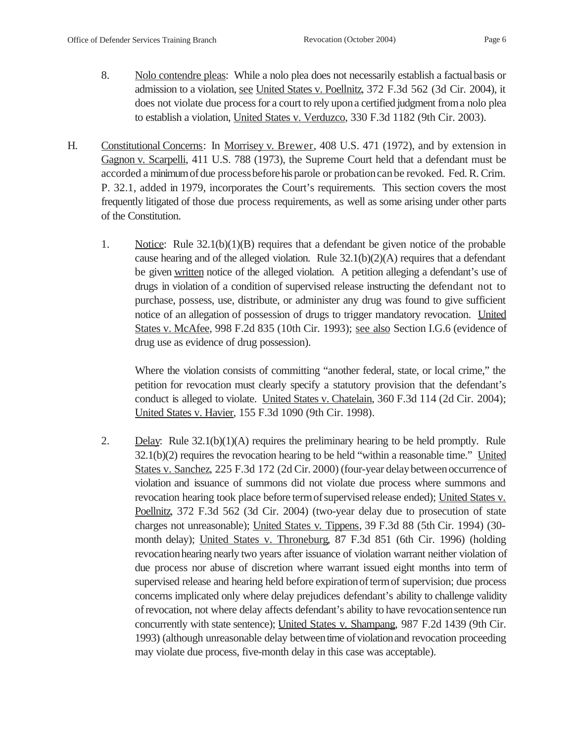8. Nolo contendre pleas: While a nolo plea does not necessarily establish a factual basis or admission to a violation, see United States v. Poellnitz, 372 F.3d 562 (3d Cir. 2004), it does not violate due process for a court to rely upon a certified judgment from a nolo plea to establish a violation, United States v. Verduzco, 330 F.3d 1182 (9th Cir. 2003).

H. Constitutional Concerns: In Morrisey v. Brewer, 408 U.S. 471 (1972), and by extension in Gagnon v. Scarpelli, 411 U.S. 788 (1973), the Supreme Court held that a defendant must be accorded a minimum of due process before his parole or probation can be revoked. Fed. R. Crim. P. 32.1, added in 1979, incorporates the Court's requirements. This section covers the most frequently litigated of those due process requirements, as well as some arising under other parts of the Constitution.

1. Notice: Rule 32.1(b)(1)(B) requires that a defendant be given notice of the probable cause hearing and of the alleged violation. Rule 32.1(b)(2)(A) requires that a defendant be given written notice of the alleged violation. A petition alleging a defendant's use of drugs in violation of a condition of supervised release instructing the defendant not to purchase, possess, use, distribute, or administer any drug was found to give sufficient notice of an allegation of possession of drugs to trigger mandatory revocation. United States v. McAfee, 998 F.2d 835 (10th Cir. 1993); see also Section I.G.6 (evidence of drug use as evidence of drug possession).

   Where the violation consists of committing "another federal, state, or local crime," the petition for revocation must clearly specify a statutory provision that the defendant's conduct is alleged to violate. United States v. Chatelain, 360 F.3d 114 (2d Cir. 2004); United States v. Havier, 155 F.3d 1090 (9th Cir. 1998).

2. Delay: Rule 32.1(b)(1)(A) requires the preliminary hearing to be held promptly. Rule 32.1(b)(2) requires the revocation hearing to be held "within a reasonable time." United States v. Sanchez, 225 F.3d 172 (2d Cir. 2000) (four-year delay between occurrence of violation and issuance of summons did not violate due process where summons and revocation hearing took place before term of supervised release ended); United States v. Poellnitz, 372 F.3d 562 (3d Cir. 2004) (two-year delay due to prosecution of state charges not unreasonable); United States v. Tippens, 39 F.3d 88 (5th Cir. 1994) (30-month delay); United States v. Throneburg, 87 F.3d 851 (6th Cir. 1996) (holding revocation hearing nearly two years after issuance of violation warrant neither violation of due process nor abuse of discretion where warrant issued eight months into term of supervised release and hearing held before expiration of term of supervision; due process concerns implicated only where delay prejudices defendant's ability to challenge validity of revocation, not where delay affects defendant's ability to have revocation sentence run concurrently with state sentence); United States v. Shampang, 987 F.2d 1439 (9th Cir. 1993) (although unreasonable delay between time of violation and revocation proceeding may violate due process, five-month delay in this case was acceptable).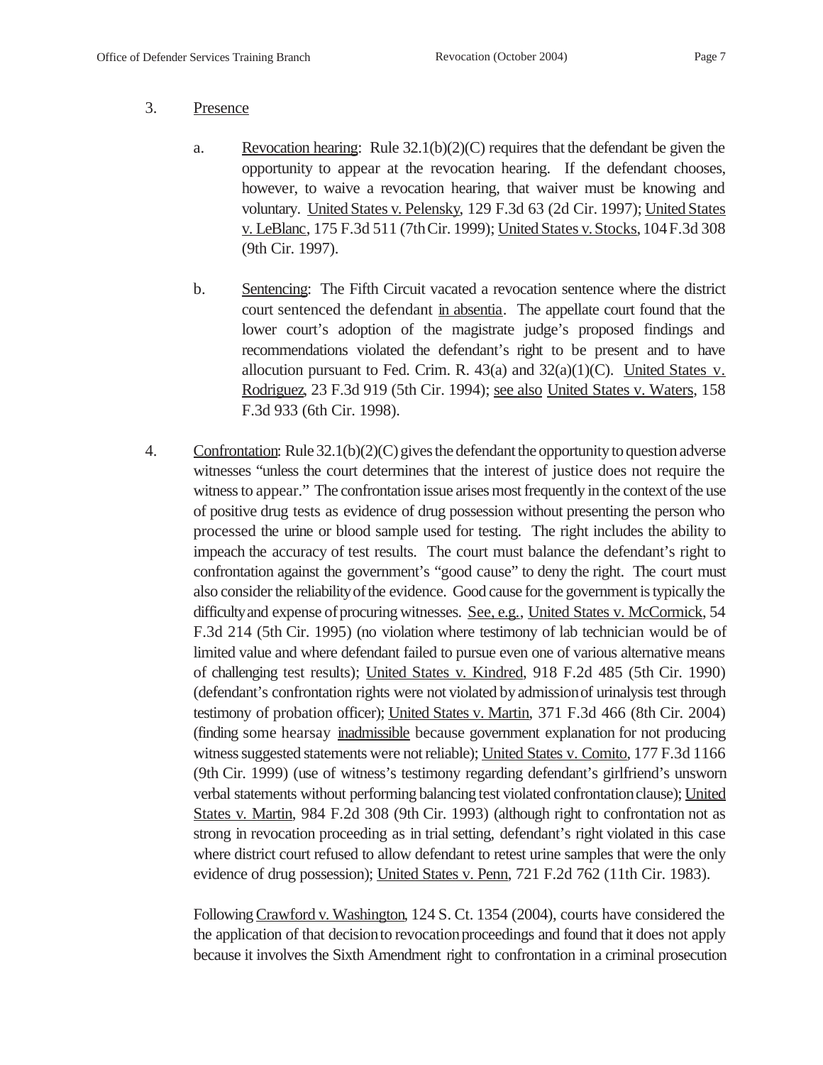3. <u>Presence</u>

   a. <u>Revocation hearing</u>: Rule 32.1(b)(2)(C) requires that the defendant be given the opportunity to appear at the revocation hearing. If the defendant chooses, however, to waive a revocation hearing, that waiver must be knowing and voluntary. <u>United States v. Pelensky</u>, 129 F.3d 63 (2d Cir. 1997); <u>United States v. LeBlanc</u>, 175 F.3d 511 (7th Cir. 1999); <u>United States v. Stocks</u>, 104 F.3d 308 (9th Cir. 1997).

   b. <u>Sentencing</u>: The Fifth Circuit vacated a revocation sentence where the district court sentenced the defendant <u>in absentia</u>. The appellate court found that the lower court's adoption of the magistrate judge's proposed findings and recommendations violated the defendant's right to be present and to have allocution pursuant to Fed. Crim. R. 43(a) and 32(a)(1)(C). <u>United States v. Rodriguez</u>, 23 F.3d 919 (5th Cir. 1994); <u>see also</u> <u>United States v. Waters</u>, 158 F.3d 933 (6th Cir. 1998).

4. <u>Confrontation</u>: Rule 32.1(b)(2)(C) gives the defendant the opportunity to question adverse witnesses "unless the court determines that the interest of justice does not require the witness to appear." The confrontation issue arises most frequently in the context of the use of positive drug tests as evidence of drug possession without presenting the person who processed the urine or blood sample used for testing. The right includes the ability to impeach the accuracy of test results. The court must balance the defendant's right to confrontation against the government's "good cause" to deny the right. The court must also consider the reliability of the evidence. Good cause for the government is typically the difficulty and expense of procuring witnesses. <u>See, e.g.</u>, <u>United States v. McCormick</u>, 54 F.3d 214 (5th Cir. 1995) (no violation where testimony of lab technician would be of limited value and where defendant failed to pursue even one of various alternative means of challenging test results); <u>United States v. Kindred</u>, 918 F.2d 485 (5th Cir. 1990) (defendant's confrontation rights were not violated by admission of urinalysis test through testimony of probation officer); <u>United States v. Martin</u>, 371 F.3d 466 (8th Cir. 2004) (finding some hearsay <u>inadmissible</u> because government explanation for not producing witness suggested statements were not reliable); <u>United States v. Comito</u>, 177 F.3d 1166 (9th Cir. 1999) (use of witness's testimony regarding defendant's girlfriend's unsworn verbal statements without performing balancing test violated confrontation clause); <u>United States v. Martin</u>, 984 F.2d 308 (9th Cir. 1993) (although right to confrontation not as strong in revocation proceeding as in trial setting, defendant's right violated in this case where district court refused to allow defendant to retest urine samples that were the only evidence of drug possession); <u>United States v. Penn</u>, 721 F.2d 762 (11th Cir. 1983).

   Following <u>Crawford v. Washington</u>, 124 S. Ct. 1354 (2004), courts have considered the the application of that decision to revocation proceedings and found that it does not apply because it involves the Sixth Amendment right to confrontation in a criminal prosecution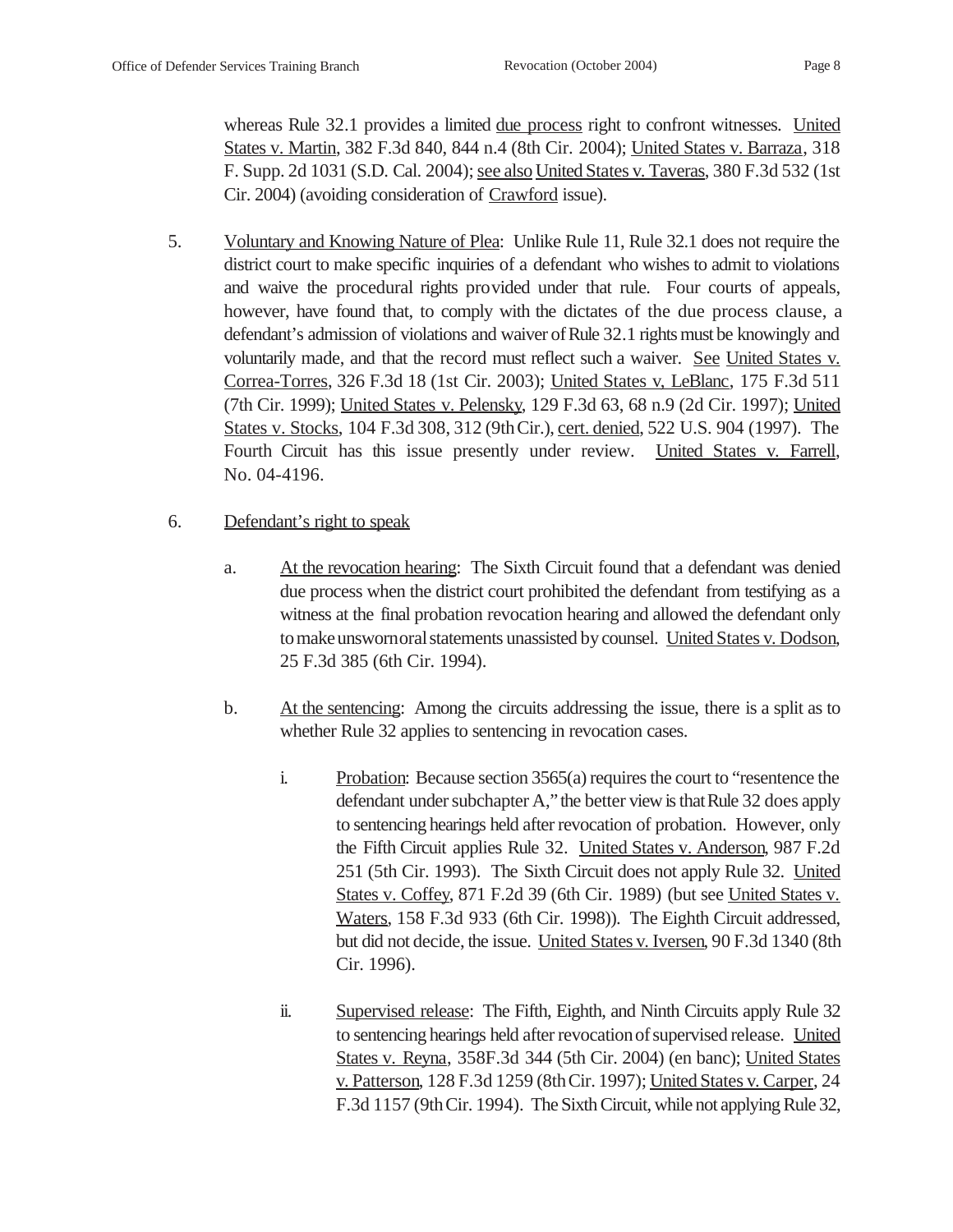whereas Rule 32.1 provides a limited due process right to confront witnesses. United States v. Martin, 382 F.3d 840, 844 n.4 (8th Cir. 2004); United States v. Barraza, 318 F. Supp. 2d 1031 (S.D. Cal. 2004); see also United States v. Taveras, 380 F.3d 532 (1st Cir. 2004) (avoiding consideration of Crawford issue).

5. Voluntary and Knowing Nature of Plea: Unlike Rule 11, Rule 32.1 does not require the district court to make specific inquiries of a defendant who wishes to admit to violations and waive the procedural rights provided under that rule. Four courts of appeals, however, have found that, to comply with the dictates of the due process clause, a defendant's admission of violations and waiver of Rule 32.1 rights must be knowingly and voluntarily made, and that the record must reflect such a waiver. See United States v. Correa-Torres, 326 F.3d 18 (1st Cir. 2003); United States v, LeBlanc, 175 F.3d 511 (7th Cir. 1999); United States v. Pelensky, 129 F.3d 63, 68 n.9 (2d Cir. 1997); United States v. Stocks, 104 F.3d 308, 312 (9th Cir.), cert. denied, 522 U.S. 904 (1997). The Fourth Circuit has this issue presently under review. United States v. Farrell, No. 04-4196.

6. Defendant's right to speak

   a. At the revocation hearing: The Sixth Circuit found that a defendant was denied due process when the district court prohibited the defendant from testifying as a witness at the final probation revocation hearing and allowed the defendant only to make unsworn oral statements unassisted by counsel. United States v. Dodson, 25 F.3d 385 (6th Cir. 1994).

   b. At the sentencing: Among the circuits addressing the issue, there is a split as to whether Rule 32 applies to sentencing in revocation cases.

      i. Probation: Because section 3565(a) requires the court to "resentence the defendant under subchapter A," the better view is that Rule 32 does apply to sentencing hearings held after revocation of probation. However, only the Fifth Circuit applies Rule 32. United States v. Anderson, 987 F.2d 251 (5th Cir. 1993). The Sixth Circuit does not apply Rule 32. United States v. Coffey, 871 F.2d 39 (6th Cir. 1989) (but see United States v. Waters, 158 F.3d 933 (6th Cir. 1998)). The Eighth Circuit addressed, but did not decide, the issue. United States v. Iversen, 90 F.3d 1340 (8th Cir. 1996).

      ii. Supervised release: The Fifth, Eighth, and Ninth Circuits apply Rule 32 to sentencing hearings held after revocation of supervised release. United States v. Reyna, 358F.3d 344 (5th Cir. 2004) (en banc); United States v. Patterson, 128 F.3d 1259 (8th Cir. 1997); United States v. Carper, 24 F.3d 1157 (9th Cir. 1994). The Sixth Circuit, while not applying Rule 32,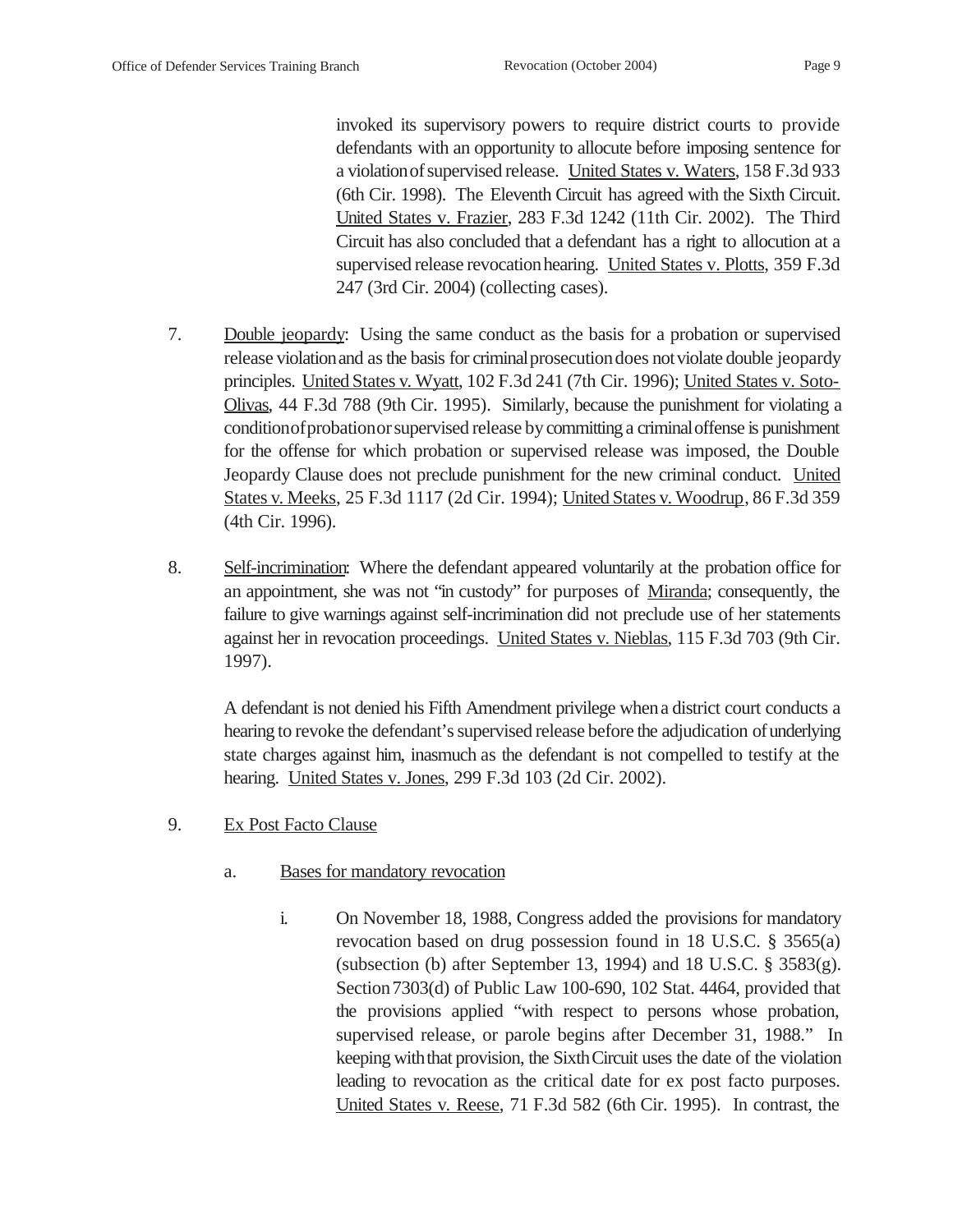invoked its supervisory powers to require district courts to provide defendants with an opportunity to allocute before imposing sentence for a violation of supervised release. United States v. Waters, 158 F.3d 933 (6th Cir. 1998). The Eleventh Circuit has agreed with the Sixth Circuit. United States v. Frazier, 283 F.3d 1242 (11th Cir. 2002). The Third Circuit has also concluded that a defendant has a right to allocution at a supervised release revocation hearing. United States v. Plotts, 359 F.3d 247 (3rd Cir. 2004) (collecting cases).

7. Double jeopardy: Using the same conduct as the basis for a probation or supervised release violation and as the basis for criminal prosecution does not violate double jeopardy principles. United States v. Wyatt, 102 F.3d 241 (7th Cir. 1996); United States v. Soto-Olivas, 44 F.3d 788 (9th Cir. 1995). Similarly, because the punishment for violating a condition of probation or supervised release by committing a criminal offense is punishment for the offense for which probation or supervised release was imposed, the Double Jeopardy Clause does not preclude punishment for the new criminal conduct. United States v. Meeks, 25 F.3d 1117 (2d Cir. 1994); United States v. Woodrup, 86 F.3d 359 (4th Cir. 1996).

8. Self-incrimination: Where the defendant appeared voluntarily at the probation office for an appointment, she was not "in custody" for purposes of Miranda; consequently, the failure to give warnings against self-incrimination did not preclude use of her statements against her in revocation proceedings. United States v. Nieblas, 115 F.3d 703 (9th Cir. 1997).

   A defendant is not denied his Fifth Amendment privilege when a district court conducts a hearing to revoke the defendant's supervised release before the adjudication of underlying state charges against him, inasmuch as the defendant is not compelled to testify at the hearing. United States v. Jones, 299 F.3d 103 (2d Cir. 2002).

9. Ex Post Facto Clause

   a. Bases for mandatory revocation

      i. On November 18, 1988, Congress added the provisions for mandatory revocation based on drug possession found in 18 U.S.C. § 3565(a) (subsection (b) after September 13, 1994) and 18 U.S.C. § 3583(g). Section 7303(d) of Public Law 100-690, 102 Stat. 4464, provided that the provisions applied "with respect to persons whose probation, supervised release, or parole begins after December 31, 1988." In keeping with that provision, the Sixth Circuit uses the date of the violation leading to revocation as the critical date for ex post facto purposes. United States v. Reese, 71 F.3d 582 (6th Cir. 1995). In contrast, the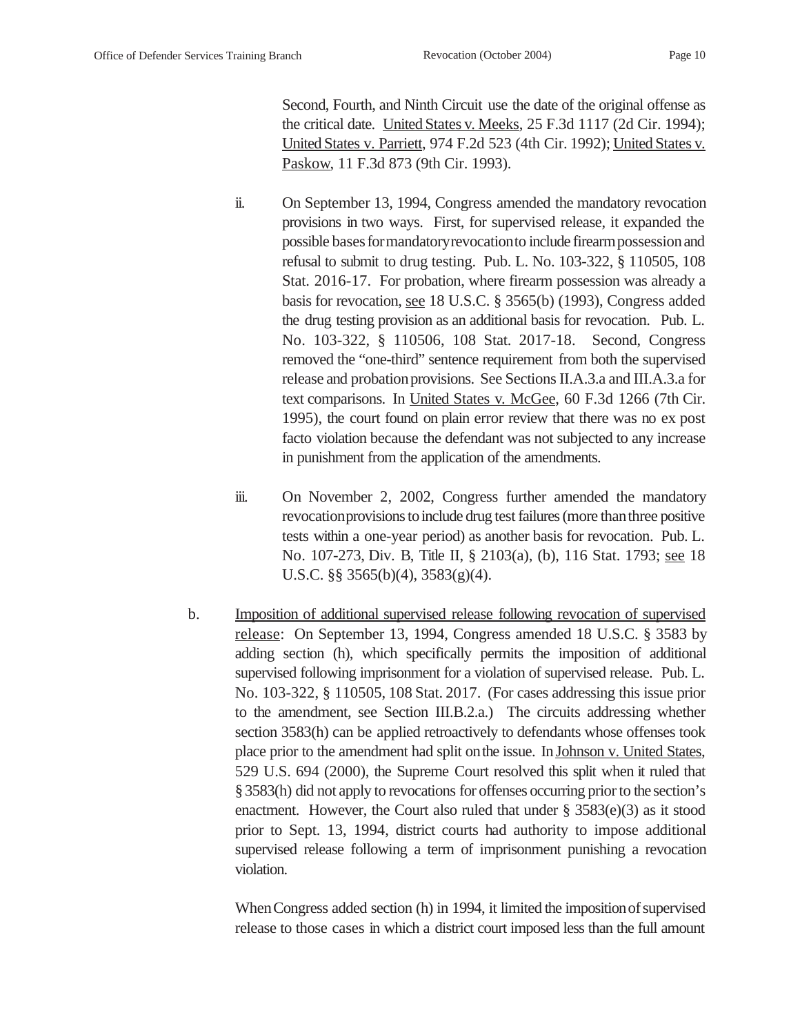Second, Fourth, and Ninth Circuit use the date of the original offense as the critical date. United States v. Meeks, 25 F.3d 1117 (2d Cir. 1994); United States v. Parriett, 974 F.2d 523 (4th Cir. 1992); United States v. Paskow, 11 F.3d 873 (9th Cir. 1993).

ii. On September 13, 1994, Congress amended the mandatory revocation provisions in two ways. First, for supervised release, it expanded the possible bases for mandatory revocation to include firearm possession and refusal to submit to drug testing. Pub. L. No. 103-322, § 110505, 108 Stat. 2016-17. For probation, where firearm possession was already a basis for revocation, see 18 U.S.C. § 3565(b) (1993), Congress added the drug testing provision as an additional basis for revocation. Pub. L. No. 103-322, § 110506, 108 Stat. 2017-18. Second, Congress removed the "one-third" sentence requirement from both the supervised release and probation provisions. See Sections II.A.3.a and III.A.3.a for text comparisons. In United States v. McGee, 60 F.3d 1266 (7th Cir. 1995), the court found on plain error review that there was no ex post facto violation because the defendant was not subjected to any increase in punishment from the application of the amendments.

iii. On November 2, 2002, Congress further amended the mandatory revocation provisions to include drug test failures (more than three positive tests within a one-year period) as another basis for revocation. Pub. L. No. 107-273, Div. B, Title II, § 2103(a), (b), 116 Stat. 1793; see 18 U.S.C. §§ 3565(b)(4), 3583(g)(4).

b. Imposition of additional supervised release following revocation of supervised release: On September 13, 1994, Congress amended 18 U.S.C. § 3583 by adding section (h), which specifically permits the imposition of additional supervised following imprisonment for a violation of supervised release. Pub. L. No. 103-322, § 110505, 108 Stat. 2017. (For cases addressing this issue prior to the amendment, see Section III.B.2.a.) The circuits addressing whether section 3583(h) can be applied retroactively to defendants whose offenses took place prior to the amendment had split on the issue. In Johnson v. United States, 529 U.S. 694 (2000), the Supreme Court resolved this split when it ruled that § 3583(h) did not apply to revocations for offenses occurring prior to the section's enactment. However, the Court also ruled that under § 3583(e)(3) as it stood prior to Sept. 13, 1994, district courts had authority to impose additional supervised release following a term of imprisonment punishing a revocation violation.

When Congress added section (h) in 1994, it limited the imposition of supervised release to those cases in which a district court imposed less than the full amount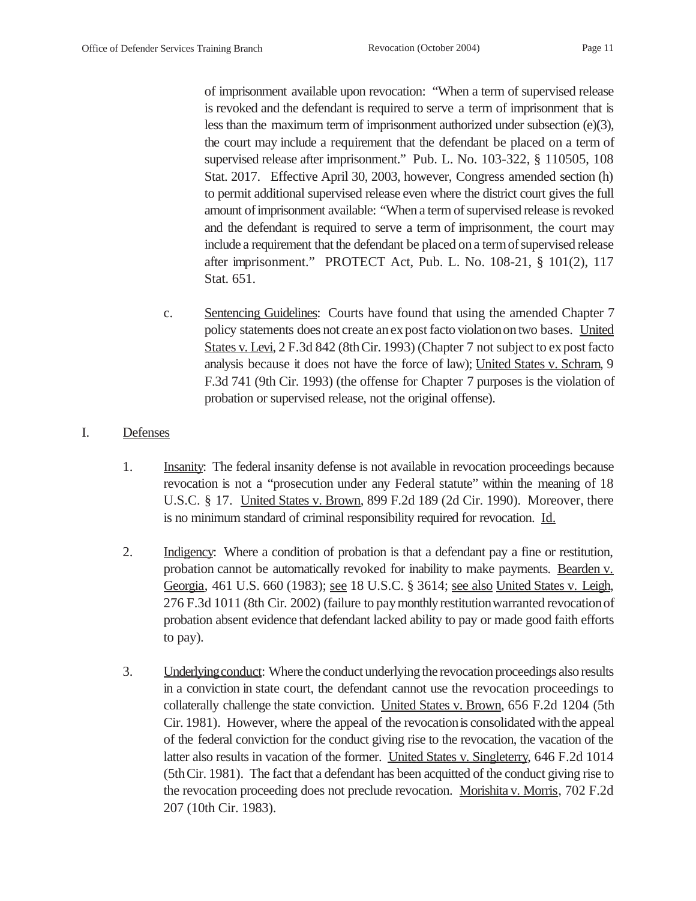of imprisonment available upon revocation: "When a term of supervised release is revoked and the defendant is required to serve a term of imprisonment that is less than the maximum term of imprisonment authorized under subsection (e)(3), the court may include a requirement that the defendant be placed on a term of supervised release after imprisonment." Pub. L. No. 103-322, § 110505, 108 Stat. 2017. Effective April 30, 2003, however, Congress amended section (h) to permit additional supervised release even where the district court gives the full amount of imprisonment available: "When a term of supervised release is revoked and the defendant is required to serve a term of imprisonment, the court may include a requirement that the defendant be placed on a term of supervised release after imprisonment." PROTECT Act, Pub. L. No. 108-21, § 101(2), 117 Stat. 651.

c. Sentencing Guidelines: Courts have found that using the amended Chapter 7 policy statements does not create an ex post facto violation on two bases. United States v. Levi, 2 F.3d 842 (8th Cir. 1993) (Chapter 7 not subject to ex post facto analysis because it does not have the force of law); United States v. Schram, 9 F.3d 741 (9th Cir. 1993) (the offense for Chapter 7 purposes is the violation of probation or supervised release, not the original offense).

## I. Defenses

1. Insanity: The federal insanity defense is not available in revocation proceedings because revocation is not a "prosecution under any Federal statute" within the meaning of 18 U.S.C. § 17. United States v. Brown, 899 F.2d 189 (2d Cir. 1990). Moreover, there is no minimum standard of criminal responsibility required for revocation. Id.

2. Indigency: Where a condition of probation is that a defendant pay a fine or restitution, probation cannot be automatically revoked for inability to make payments. Bearden v. Georgia, 461 U.S. 660 (1983); see 18 U.S.C. § 3614; see also United States v. Leigh, 276 F.3d 1011 (8th Cir. 2002) (failure to pay monthly restitution warranted revocation of probation absent evidence that defendant lacked ability to pay or made good faith efforts to pay).

3. Underlying conduct: Where the conduct underlying the revocation proceedings also results in a conviction in state court, the defendant cannot use the revocation proceedings to collaterally challenge the state conviction. United States v. Brown, 656 F.2d 1204 (5th Cir. 1981). However, where the appeal of the revocation is consolidated with the appeal of the federal conviction for the conduct giving rise to the revocation, the vacation of the latter also results in vacation of the former. United States v. Singleterry, 646 F.2d 1014 (5th Cir. 1981). The fact that a defendant has been acquitted of the conduct giving rise to the revocation proceeding does not preclude revocation. Morishita v. Morris, 702 F.2d 207 (10th Cir. 1983).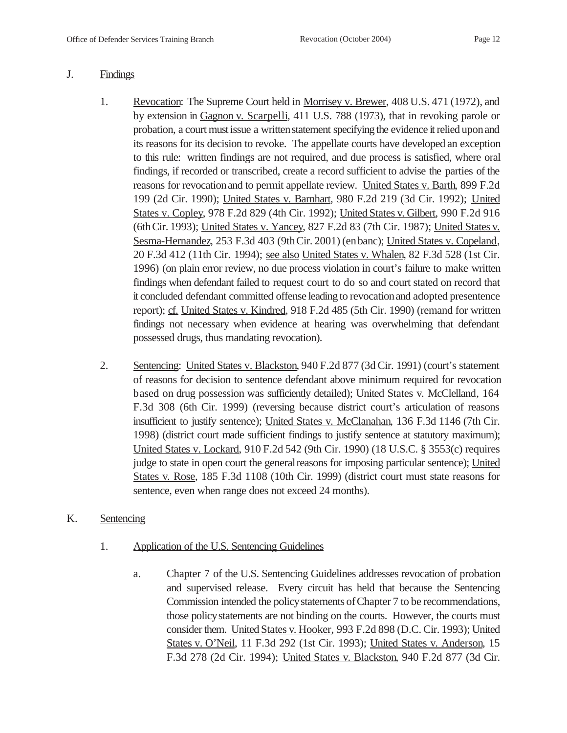J. Findings

1. Revocation: The Supreme Court held in Morrisey v. Brewer, 408 U.S. 471 (1972), and by extension in Gagnon v. Scarpelli, 411 U.S. 788 (1973), that in revoking parole or probation, a court must issue a written statement specifying the evidence it relied upon and its reasons for its decision to revoke. The appellate courts have developed an exception to this rule: written findings are not required, and due process is satisfied, where oral findings, if recorded or transcribed, create a record sufficient to advise the parties of the reasons for revocation and to permit appellate review. United States v. Barth, 899 F.2d 199 (2d Cir. 1990); United States v. Barnhart, 980 F.2d 219 (3d Cir. 1992); United States v. Copley, 978 F.2d 829 (4th Cir. 1992); United States v. Gilbert, 990 F.2d 916 (6th Cir. 1993); United States v. Yancey, 827 F.2d 83 (7th Cir. 1987); United States v. Sesma-Hernandez, 253 F.3d 403 (9th Cir. 2001) (en banc); United States v. Copeland, 20 F.3d 412 (11th Cir. 1994); see also United States v. Whalen, 82 F.3d 528 (1st Cir. 1996) (on plain error review, no due process violation in court's failure to make written findings when defendant failed to request court to do so and court stated on record that it concluded defendant committed offense leading to revocation and adopted presentence report); cf. United States v. Kindred, 918 F.2d 485 (5th Cir. 1990) (remand for written findings not necessary when evidence at hearing was overwhelming that defendant possessed drugs, thus mandating revocation).

2. Sentencing: United States v. Blackston, 940 F.2d 877 (3d Cir. 1991) (court's statement of reasons for decision to sentence defendant above minimum required for revocation based on drug possession was sufficiently detailed); United States v. McClelland, 164 F.3d 308 (6th Cir. 1999) (reversing because district court's articulation of reasons insufficient to justify sentence); United States v. McClanahan, 136 F.3d 1146 (7th Cir. 1998) (district court made sufficient findings to justify sentence at statutory maximum); United States v. Lockard, 910 F.2d 542 (9th Cir. 1990) (18 U.S.C. § 3553(c) requires judge to state in open court the general reasons for imposing particular sentence); United States v. Rose, 185 F.3d 1108 (10th Cir. 1999) (district court must state reasons for sentence, even when range does not exceed 24 months).

K. Sentencing

1. Application of the U.S. Sentencing Guidelines

a. Chapter 7 of the U.S. Sentencing Guidelines addresses revocation of probation and supervised release. Every circuit has held that because the Sentencing Commission intended the policy statements of Chapter 7 to be recommendations, those policy statements are not binding on the courts. However, the courts must consider them. United States v. Hooker, 993 F.2d 898 (D.C. Cir. 1993); United States v. O'Neil, 11 F.3d 292 (1st Cir. 1993); United States v. Anderson, 15 F.3d 278 (2d Cir. 1994); United States v. Blackston, 940 F.2d 877 (3d Cir.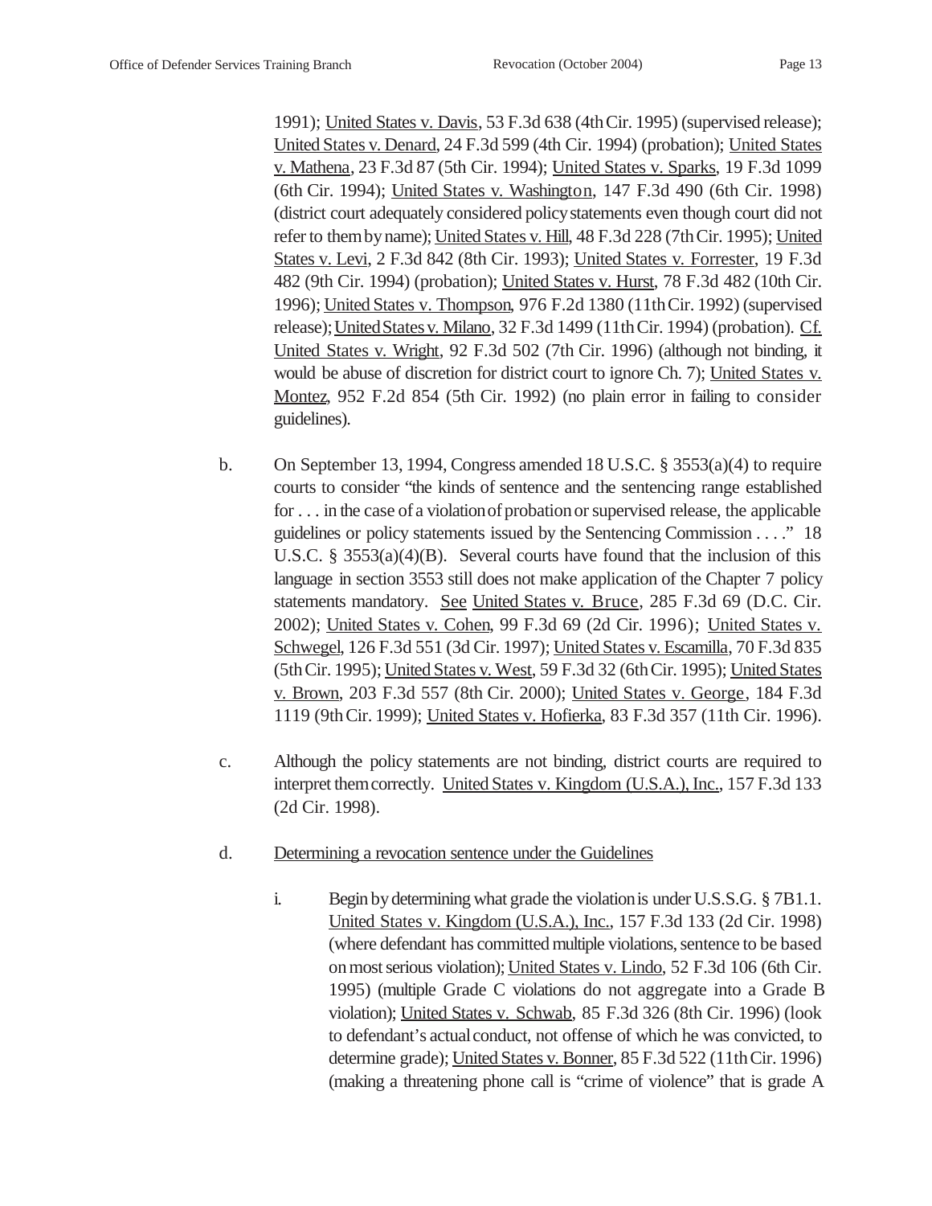1991); United States v. Davis, 53 F.3d 638 (4th Cir. 1995) (supervised release); United States v. Denard, 24 F.3d 599 (4th Cir. 1994) (probation); United States v. Mathena, 23 F.3d 87 (5th Cir. 1994); United States v. Sparks, 19 F.3d 1099 (6th Cir. 1994); United States v. Washington, 147 F.3d 490 (6th Cir. 1998) (district court adequately considered policy statements even though court did not refer to them by name); United States v. Hill, 48 F.3d 228 (7th Cir. 1995); United States v. Levi, 2 F.3d 842 (8th Cir. 1993); United States v. Forrester, 19 F.3d 482 (9th Cir. 1994) (probation); United States v. Hurst, 78 F.3d 482 (10th Cir. 1996); United States v. Thompson, 976 F.2d 1380 (11th Cir. 1992) (supervised release); United States v. Milano, 32 F.3d 1499 (11th Cir. 1994) (probation). Cf. United States v. Wright, 92 F.3d 502 (7th Cir. 1996) (although not binding, it would be abuse of discretion for district court to ignore Ch. 7); United States v. Montez, 952 F.2d 854 (5th Cir. 1992) (no plain error in failing to consider guidelines).

b. On September 13, 1994, Congress amended 18 U.S.C. § 3553(a)(4) to require courts to consider "the kinds of sentence and the sentencing range established for . . . in the case of a violation of probation or supervised release, the applicable guidelines or policy statements issued by the Sentencing Commission . . . ." 18 U.S.C. § 3553(a)(4)(B). Several courts have found that the inclusion of this language in section 3553 still does not make application of the Chapter 7 policy statements mandatory. See United States v. Bruce, 285 F.3d 69 (D.C. Cir. 2002); United States v. Cohen, 99 F.3d 69 (2d Cir. 1996); United States v. Schwegel, 126 F.3d 551 (3d Cir. 1997); United States v. Escamilla, 70 F.3d 835 (5th Cir. 1995); United States v. West, 59 F.3d 32 (6th Cir. 1995); United States v. Brown, 203 F.3d 557 (8th Cir. 2000); United States v. George, 184 F.3d 1119 (9th Cir. 1999); United States v. Hofierka, 83 F.3d 357 (11th Cir. 1996).

c. Although the policy statements are not binding, district courts are required to interpret them correctly. United States v. Kingdom (U.S.A.), Inc., 157 F.3d 133 (2d Cir. 1998).

d. Determining a revocation sentence under the Guidelines

i. Begin by determining what grade the violation is under U.S.S.G. § 7B1.1. United States v. Kingdom (U.S.A.), Inc., 157 F.3d 133 (2d Cir. 1998) (where defendant has committed multiple violations, sentence to be based on most serious violation); United States v. Lindo, 52 F.3d 106 (6th Cir. 1995) (multiple Grade C violations do not aggregate into a Grade B violation); United States v. Schwab, 85 F.3d 326 (8th Cir. 1996) (look to defendant's actual conduct, not offense of which he was convicted, to determine grade); United States v. Bonner, 85 F.3d 522 (11th Cir. 1996) (making a threatening phone call is "crime of violence" that is grade A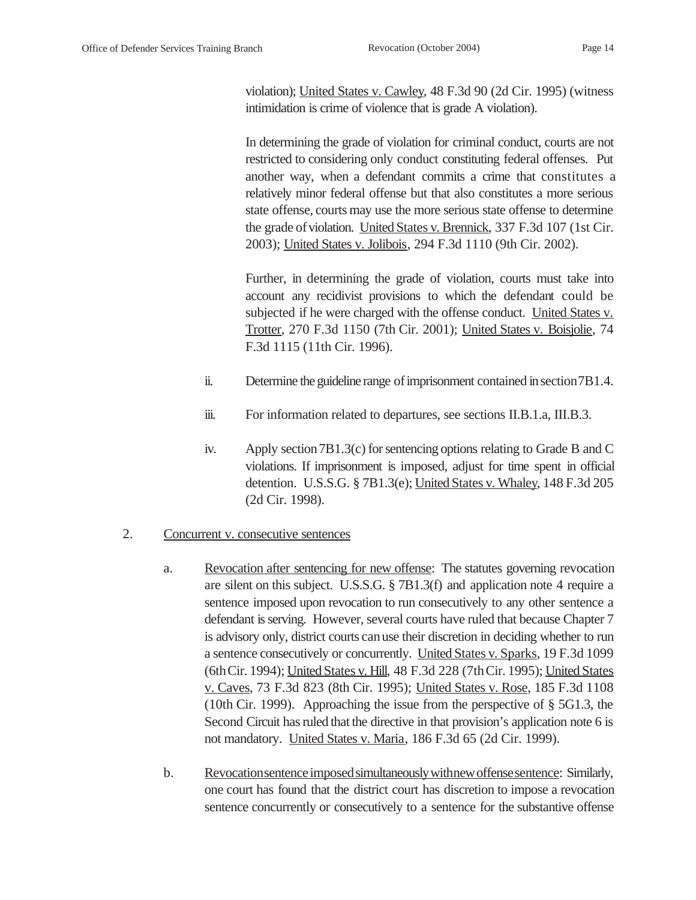violation); United States v. Cawley, 48 F.3d 90 (2d Cir. 1995) (witness intimidation is crime of violence that is grade A violation).

In determining the grade of violation for criminal conduct, courts are not restricted to considering only conduct constituting federal offenses. Put another way, when a defendant commits a crime that constitutes a relatively minor federal offense but that also constitutes a more serious state offense, courts may use the more serious state offense to determine the grade of violation. United States v. Brennick, 337 F.3d 107 (1st Cir. 2003); United States v. Jolibois, 294 F.3d 1110 (9th Cir. 2002).

Further, in determining the grade of violation, courts must take into account any recidivist provisions to which the defendant could be subjected if he were charged with the offense conduct. United States v. Trotter, 270 F.3d 1150 (7th Cir. 2001); United States v. Boisjolie, 74 F.3d 1115 (11th Cir. 1996).

ii. Determine the guideline range of imprisonment contained in section 7B1.4.

iii. For information related to departures, see sections II.B.1.a, III.B.3.

iv. Apply section 7B1.3(c) for sentencing options relating to Grade B and C violations. If imprisonment is imposed, adjust for time spent in official detention. U.S.S.G. § 7B1.3(e); United States v. Whaley, 148 F.3d 205 (2d Cir. 1998).

2. Concurrent v. consecutive sentences

a. Revocation after sentencing for new offense: The statutes governing revocation are silent on this subject. U.S.S.G. § 7B1.3(f) and application note 4 require a sentence imposed upon revocation to run consecutively to any other sentence a defendant is serving. However, several courts have ruled that because Chapter 7 is advisory only, district courts can use their discretion in deciding whether to run a sentence consecutively or concurrently. United States v. Sparks, 19 F.3d 1099 (6th Cir. 1994); United States v. Hill, 48 F.3d 228 (7th Cir. 1995); United States v. Caves, 73 F.3d 823 (8th Cir. 1995); United States v. Rose, 185 F.3d 1108 (10th Cir. 1999). Approaching the issue from the perspective of § 5G1.3, the Second Circuit has ruled that the directive in that provision's application note 6 is not mandatory. United States v. Maria, 186 F.3d 65 (2d Cir. 1999).

b. Revocation sentence imposed simultaneously with new offense sentence: Similarly, one court has found that the district court has discretion to impose a revocation sentence concurrently or consecutively to a sentence for the substantive offense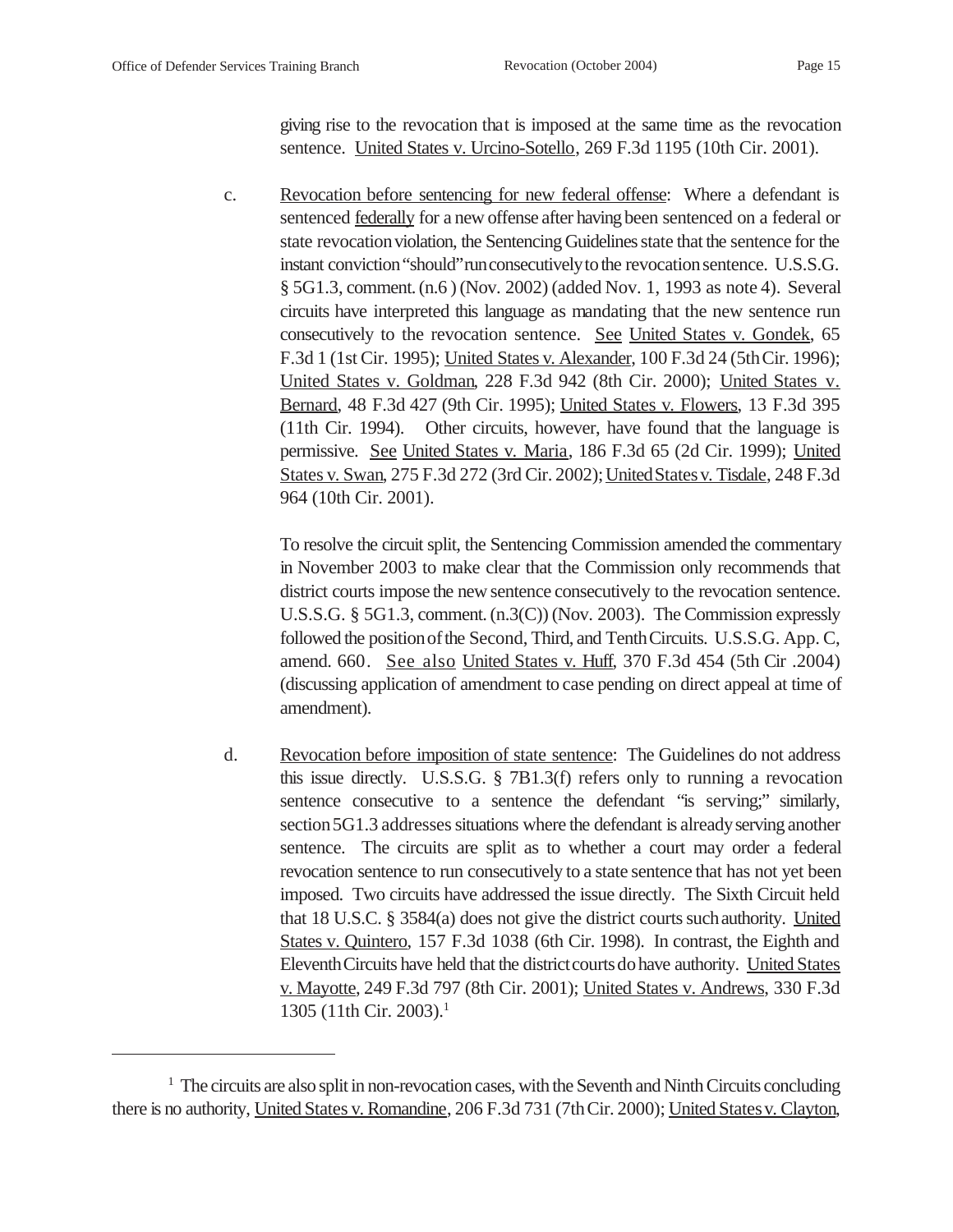giving rise to the revocation that is imposed at the same time as the revocation sentence. United States v. Urcino-Sotello, 269 F.3d 1195 (10th Cir. 2001).

c. Revocation before sentencing for new federal offense: Where a defendant is sentenced federally for a new offense after having been sentenced on a federal or state revocation violation, the Sentencing Guidelines state that the sentence for the instant conviction "should" run consecutively to the revocation sentence. U.S.S.G. § 5G1.3, comment. (n.6 ) (Nov. 2002) (added Nov. 1, 1993 as note 4). Several circuits have interpreted this language as mandating that the new sentence run consecutively to the revocation sentence. See United States v. Gondek, 65 F.3d 1 (1st Cir. 1995); United States v. Alexander, 100 F.3d 24 (5th Cir. 1996); United States v. Goldman, 228 F.3d 942 (8th Cir. 2000); United States v. Bernard, 48 F.3d 427 (9th Cir. 1995); United States v. Flowers, 13 F.3d 395 (11th Cir. 1994). Other circuits, however, have found that the language is permissive. See United States v. Maria, 186 F.3d 65 (2d Cir. 1999); United States v. Swan, 275 F.3d 272 (3rd Cir. 2002); United States v. Tisdale, 248 F.3d 964 (10th Cir. 2001).

To resolve the circuit split, the Sentencing Commission amended the commentary in November 2003 to make clear that the Commission only recommends that district courts impose the new sentence consecutively to the revocation sentence. U.S.S.G. § 5G1.3, comment. (n.3(C)) (Nov. 2003). The Commission expressly followed the position of the Second, Third, and Tenth Circuits. U.S.S.G. App. C, amend. 660. See also United States v. Huff, 370 F.3d 454 (5th Cir .2004) (discussing application of amendment to case pending on direct appeal at time of amendment).

d. Revocation before imposition of state sentence: The Guidelines do not address this issue directly. U.S.S.G. § 7B1.3(f) refers only to running a revocation sentence consecutive to a sentence the defendant "is serving;" similarly, section 5G1.3 addresses situations where the defendant is already serving another sentence. The circuits are split as to whether a court may order a federal revocation sentence to run consecutively to a state sentence that has not yet been imposed. Two circuits have addressed the issue directly. The Sixth Circuit held that 18 U.S.C. § 3584(a) does not give the district courts such authority. United States v. Quintero, 157 F.3d 1038 (6th Cir. 1998). In contrast, the Eighth and Eleventh Circuits have held that the district courts do have authority. United States v. Mayotte, 249 F.3d 797 (8th Cir. 2001); United States v. Andrews, 330 F.3d 1305 (11th Cir. 2003).[1]

---

[1] The circuits are also split in non-revocation cases, with the Seventh and Ninth Circuits concluding there is no authority, United States v. Romandine, 206 F.3d 731 (7th Cir. 2000); United States v. Clayton,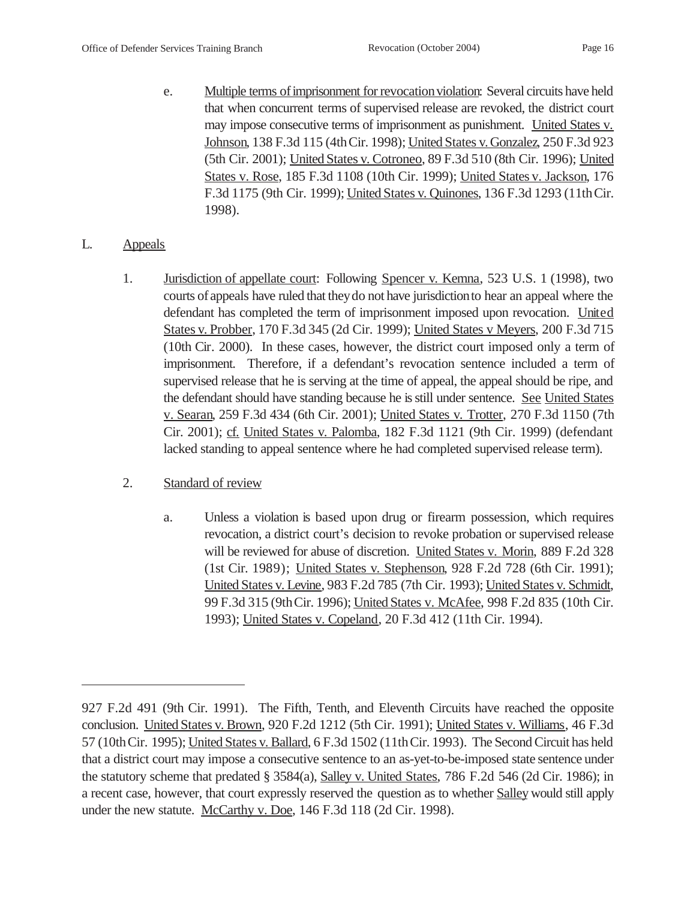e. Multiple terms of imprisonment for revocation violation: Several circuits have held that when concurrent terms of supervised release are revoked, the district court may impose consecutive terms of imprisonment as punishment. United States v. Johnson, 138 F.3d 115 (4th Cir. 1998); United States v. Gonzalez, 250 F.3d 923 (5th Cir. 2001); United States v. Cotroneo, 89 F.3d 510 (8th Cir. 1996); United States v. Rose, 185 F.3d 1108 (10th Cir. 1999); United States v. Jackson, 176 F.3d 1175 (9th Cir. 1999); United States v. Quinones, 136 F.3d 1293 (11th Cir. 1998).

## L. Appeals

1. Jurisdiction of appellate court: Following Spencer v. Kemna, 523 U.S. 1 (1998), two courts of appeals have ruled that they do not have jurisdiction to hear an appeal where the defendant has completed the term of imprisonment imposed upon revocation. United States v. Probber, 170 F.3d 345 (2d Cir. 1999); United States v Meyers, 200 F.3d 715 (10th Cir. 2000). In these cases, however, the district court imposed only a term of imprisonment. Therefore, if a defendant's revocation sentence included a term of supervised release that he is serving at the time of appeal, the appeal should be ripe, and the defendant should have standing because he is still under sentence. See United States v. Searan, 259 F.3d 434 (6th Cir. 2001); United States v. Trotter, 270 F.3d 1150 (7th Cir. 2001); cf. United States v. Palomba, 182 F.3d 1121 (9th Cir. 1999) (defendant lacked standing to appeal sentence where he had completed supervised release term).

2. Standard of review

   a. Unless a violation is based upon drug or firearm possession, which requires revocation, a district court's decision to revoke probation or supervised release will be reviewed for abuse of discretion. United States v. Morin, 889 F.2d 328 (1st Cir. 1989); United States v. Stephenson, 928 F.2d 728 (6th Cir. 1991); United States v. Levine, 983 F.2d 785 (7th Cir. 1993); United States v. Schmidt, 99 F.3d 315 (9th Cir. 1996); United States v. McAfee, 998 F.2d 835 (10th Cir. 1993); United States v. Copeland, 20 F.3d 412 (11th Cir. 1994).

---

927 F.2d 491 (9th Cir. 1991). The Fifth, Tenth, and Eleventh Circuits have reached the opposite conclusion. United States v. Brown, 920 F.2d 1212 (5th Cir. 1991); United States v. Williams, 46 F.3d 57 (10th Cir. 1995); United States v. Ballard, 6 F.3d 1502 (11th Cir. 1993). The Second Circuit has held that a district court may impose a consecutive sentence to an as-yet-to-be-imposed state sentence under the statutory scheme that predated § 3584(a), Salley v. United States, 786 F.2d 546 (2d Cir. 1986); in a recent case, however, that court expressly reserved the question as to whether Salley would still apply under the new statute. McCarthy v. Doe, 146 F.3d 118 (2d Cir. 1998).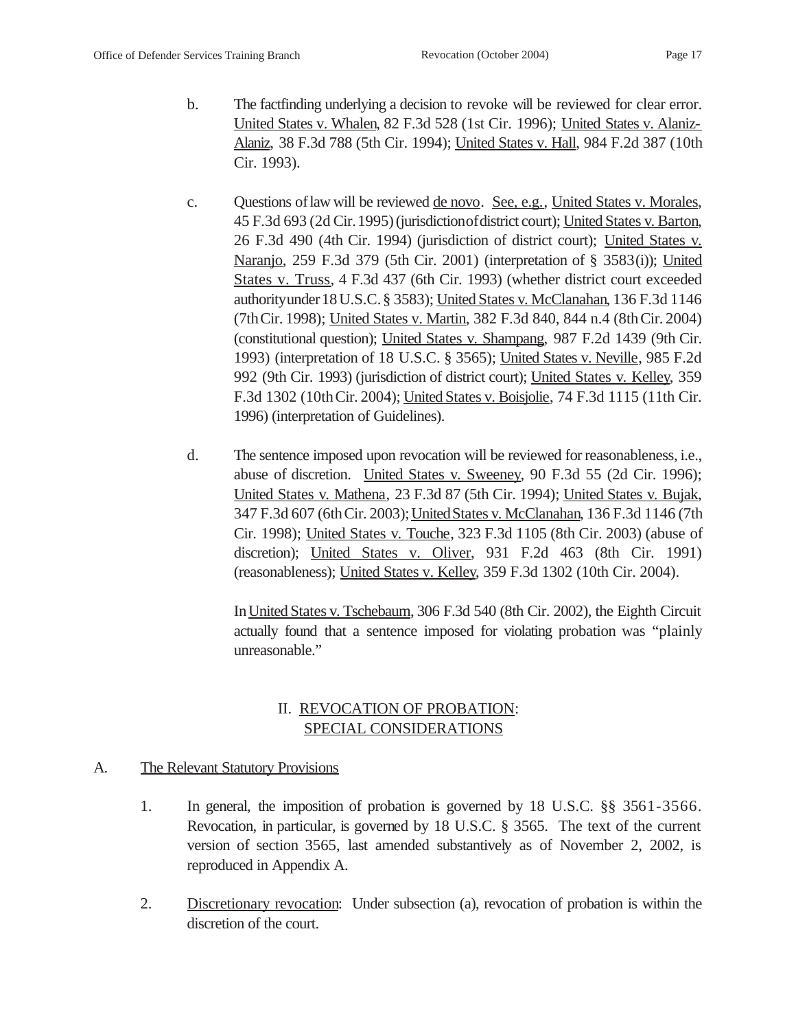b. The factfinding underlying a decision to revoke will be reviewed for clear error. United States v. Whalen, 82 F.3d 528 (1st Cir. 1996); United States v. Alaniz-Alaniz, 38 F.3d 788 (5th Cir. 1994); United States v. Hall, 984 F.2d 387 (10th Cir. 1993).

c. Questions of law will be reviewed de novo. See, e.g., United States v. Morales, 45 F.3d 693 (2d Cir. 1995) (jurisdiction of district court); United States v. Barton, 26 F.3d 490 (4th Cir. 1994) (jurisdiction of district court); United States v. Naranjo, 259 F.3d 379 (5th Cir. 2001) (interpretation of § 3583(i)); United States v. Truss, 4 F.3d 437 (6th Cir. 1993) (whether district court exceeded authority under 18 U.S.C. § 3583); United States v. McClanahan, 136 F.3d 1146 (7th Cir. 1998); United States v. Martin, 382 F.3d 840, 844 n.4 (8th Cir. 2004) (constitutional question); United States v. Shampang, 987 F.2d 1439 (9th Cir. 1993) (interpretation of 18 U.S.C. § 3565); United States v. Neville, 985 F.2d 992 (9th Cir. 1993) (jurisdiction of district court); United States v. Kelley, 359 F.3d 1302 (10th Cir. 2004); United States v. Boisjolie, 74 F.3d 1115 (11th Cir. 1996) (interpretation of Guidelines).

d. The sentence imposed upon revocation will be reviewed for reasonableness, i.e., abuse of discretion. United States v. Sweeney, 90 F.3d 55 (2d Cir. 1996); United States v. Mathena, 23 F.3d 87 (5th Cir. 1994); United States v. Bujak, 347 F.3d 607 (6th Cir. 2003); United States v. McClanahan, 136 F.3d 1146 (7th Cir. 1998); United States v. Touche, 323 F.3d 1105 (8th Cir. 2003) (abuse of discretion); United States v. Oliver, 931 F.2d 463 (8th Cir. 1991) (reasonableness); United States v. Kelley, 359 F.3d 1302 (10th Cir. 2004).

In United States v. Tschebaum, 306 F.3d 540 (8th Cir. 2002), the Eighth Circuit actually found that a sentence imposed for violating probation was "plainly unreasonable."

## II. REVOCATION OF PROBATION: SPECIAL CONSIDERATIONS

### A. The Relevant Statutory Provisions

1. In general, the imposition of probation is governed by 18 U.S.C. §§ 3561-3566. Revocation, in particular, is governed by 18 U.S.C. § 3565. The text of the current version of section 3565, last amended substantively as of November 2, 2002, is reproduced in Appendix A.

2. Discretionary revocation: Under subsection (a), revocation of probation is within the discretion of the court.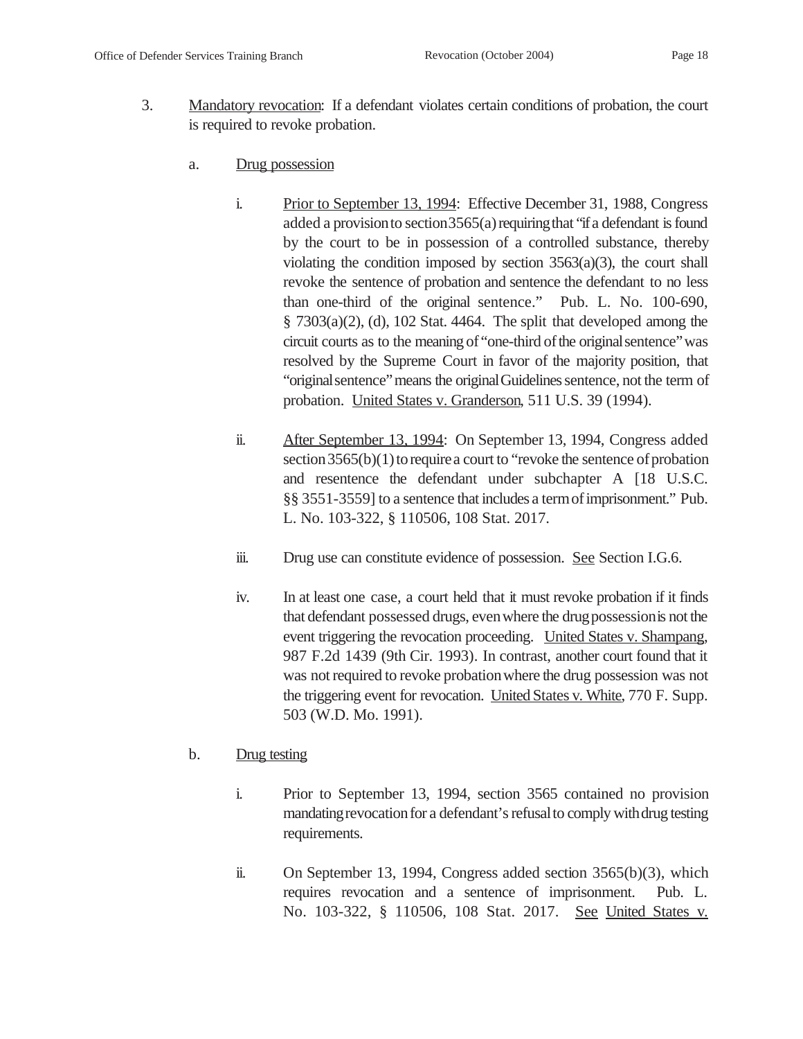3. <u>Mandatory revocation</u>: If a defendant violates certain conditions of probation, the court is required to revoke probation.

   a. <u>Drug possession</u>

      i. <u>Prior to September 13, 1994</u>: Effective December 31, 1988, Congress added a provision to section 3565(a) requiring that "if a defendant is found by the court to be in possession of a controlled substance, thereby violating the condition imposed by section 3563(a)(3), the court shall revoke the sentence of probation and sentence the defendant to no less than one-third of the original sentence." Pub. L. No. 100-690, § 7303(a)(2), (d), 102 Stat. 4464. The split that developed among the circuit courts as to the meaning of "one-third of the original sentence" was resolved by the Supreme Court in favor of the majority position, that "original sentence" means the original Guidelines sentence, not the term of probation. <u>United States v. Granderson</u>, 511 U.S. 39 (1994).

      ii. <u>After September 13, 1994</u>: On September 13, 1994, Congress added section 3565(b)(1) to require a court to "revoke the sentence of probation and resentence the defendant under subchapter A [18 U.S.C. §§ 3551-3559] to a sentence that includes a term of imprisonment." Pub. L. No. 103-322, § 110506, 108 Stat. 2017.

      iii. Drug use can constitute evidence of possession. <u>See</u> Section I.G.6.

      iv. In at least one case, a court held that it must revoke probation if it finds that defendant possessed drugs, even where the drug possession is not the event triggering the revocation proceeding. <u>United States v. Shampang</u>, 987 F.2d 1439 (9th Cir. 1993). In contrast, another court found that it was not required to revoke probation where the drug possession was not the triggering event for revocation. <u>United States v. White</u>, 770 F. Supp. 503 (W.D. Mo. 1991).

   b. <u>Drug testing</u>

      i. Prior to September 13, 1994, section 3565 contained no provision mandating revocation for a defendant's refusal to comply with drug testing requirements.

      ii. On September 13, 1994, Congress added section 3565(b)(3), which requires revocation and a sentence of imprisonment. Pub. L. No. 103-322, § 110506, 108 Stat. 2017. <u>See</u> <u>United States v.</u>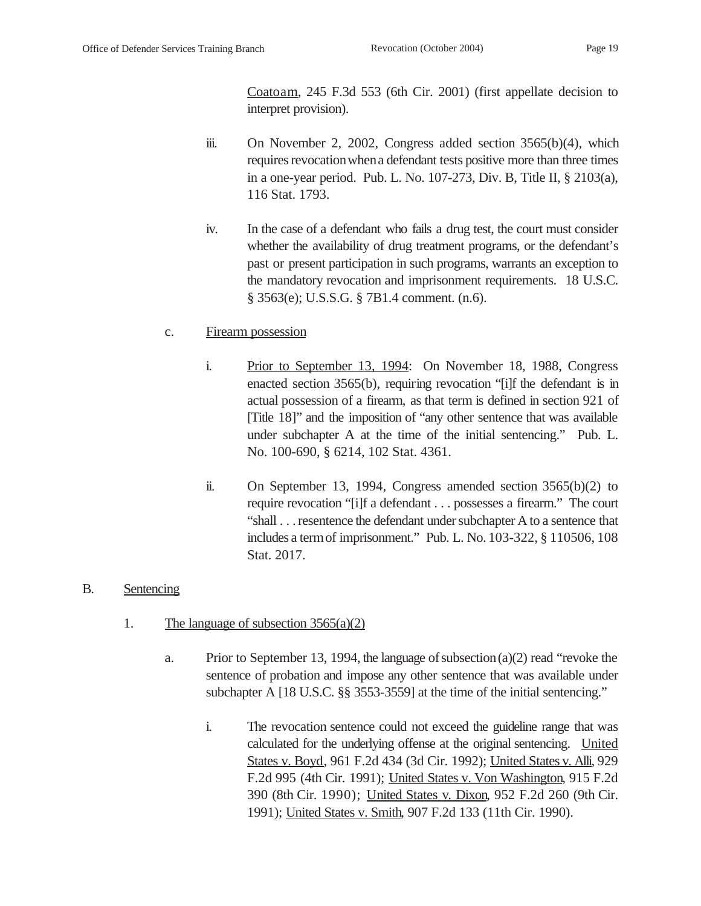Coatoam, 245 F.3d 553 (6th Cir. 2001) (first appellate decision to interpret provision).

iii. On November 2, 2002, Congress added section 3565(b)(4), which requires revocation when a defendant tests positive more than three times in a one-year period. Pub. L. No. 107-273, Div. B, Title II, § 2103(a), 116 Stat. 1793.

iv. In the case of a defendant who fails a drug test, the court must consider whether the availability of drug treatment programs, or the defendant's past or present participation in such programs, warrants an exception to the mandatory revocation and imprisonment requirements. 18 U.S.C. § 3563(e); U.S.S.G. § 7B1.4 comment. (n.6).

c. Firearm possession

i. Prior to September 13, 1994: On November 18, 1988, Congress enacted section 3565(b), requiring revocation "[i]f the defendant is in actual possession of a firearm, as that term is defined in section 921 of [Title 18]" and the imposition of "any other sentence that was available under subchapter A at the time of the initial sentencing." Pub. L. No. 100-690, § 6214, 102 Stat. 4361.

ii. On September 13, 1994, Congress amended section 3565(b)(2) to require revocation "[i]f a defendant . . . possesses a firearm." The court "shall . . . resentence the defendant under subchapter A to a sentence that includes a term of imprisonment." Pub. L. No. 103-322, § 110506, 108 Stat. 2017.

B. Sentencing

1. The language of subsection 3565(a)(2)

a. Prior to September 13, 1994, the language of subsection (a)(2) read "revoke the sentence of probation and impose any other sentence that was available under subchapter A [18 U.S.C. §§ 3553-3559] at the time of the initial sentencing."

i. The revocation sentence could not exceed the guideline range that was calculated for the underlying offense at the original sentencing. United States v. Boyd, 961 F.2d 434 (3d Cir. 1992); United States v. Alli, 929 F.2d 995 (4th Cir. 1991); United States v. Von Washington, 915 F.2d 390 (8th Cir. 1990); United States v. Dixon, 952 F.2d 260 (9th Cir. 1991); United States v. Smith, 907 F.2d 133 (11th Cir. 1990).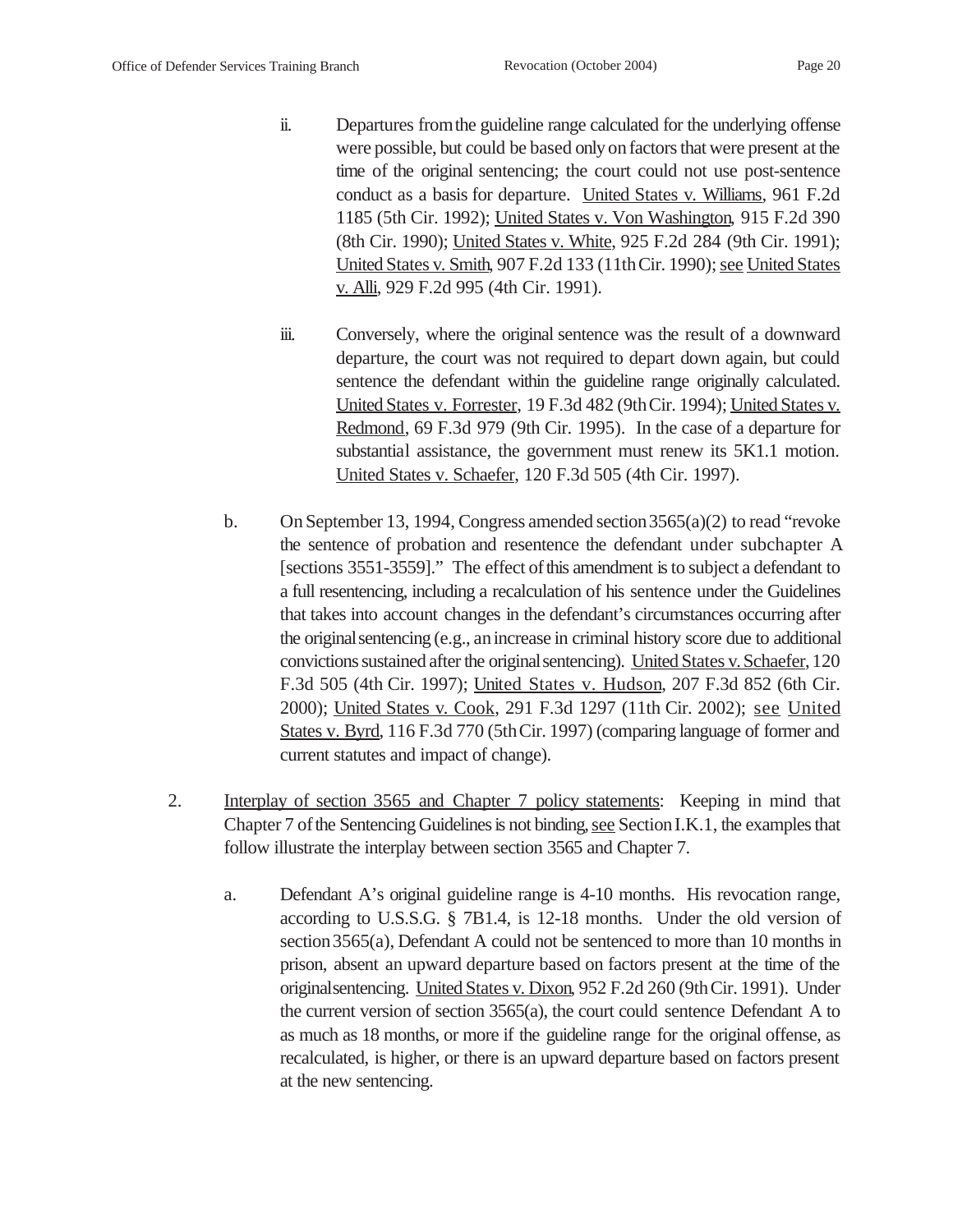ii. Departures from the guideline range calculated for the underlying offense were possible, but could be based only on factors that were present at the time of the original sentencing; the court could not use post-sentence conduct as a basis for departure. United States v. Williams, 961 F.2d 1185 (5th Cir. 1992); United States v. Von Washington, 915 F.2d 390 (8th Cir. 1990); United States v. White, 925 F.2d 284 (9th Cir. 1991); United States v. Smith, 907 F.2d 133 (11th Cir. 1990); see United States v. Alli, 929 F.2d 995 (4th Cir. 1991).

iii. Conversely, where the original sentence was the result of a downward departure, the court was not required to depart down again, but could sentence the defendant within the guideline range originally calculated. United States v. Forrester, 19 F.3d 482 (9th Cir. 1994); United States v. Redmond, 69 F.3d 979 (9th Cir. 1995). In the case of a departure for substantial assistance, the government must renew its 5K1.1 motion. United States v. Schaefer, 120 F.3d 505 (4th Cir. 1997).

b. On September 13, 1994, Congress amended section 3565(a)(2) to read "revoke the sentence of probation and resentence the defendant under subchapter A [sections 3551-3559]." The effect of this amendment is to subject a defendant to a full resentencing, including a recalculation of his sentence under the Guidelines that takes into account changes in the defendant's circumstances occurring after the original sentencing (e.g., an increase in criminal history score due to additional convictions sustained after the original sentencing). United States v. Schaefer, 120 F.3d 505 (4th Cir. 1997); United States v. Hudson, 207 F.3d 852 (6th Cir. 2000); United States v. Cook, 291 F.3d 1297 (11th Cir. 2002); see United States v. Byrd, 116 F.3d 770 (5th Cir. 1997) (comparing language of former and current statutes and impact of change).

2. Interplay of section 3565 and Chapter 7 policy statements: Keeping in mind that Chapter 7 of the Sentencing Guidelines is not binding, see Section I.K.1, the examples that follow illustrate the interplay between section 3565 and Chapter 7.

a. Defendant A's original guideline range is 4-10 months. His revocation range, according to U.S.S.G. § 7B1.4, is 12-18 months. Under the old version of section 3565(a), Defendant A could not be sentenced to more than 10 months in prison, absent an upward departure based on factors present at the time of the original sentencing. United States v. Dixon, 952 F.2d 260 (9th Cir. 1991). Under the current version of section 3565(a), the court could sentence Defendant A to as much as 18 months, or more if the guideline range for the original offense, as recalculated, is higher, or there is an upward departure based on factors present at the new sentencing.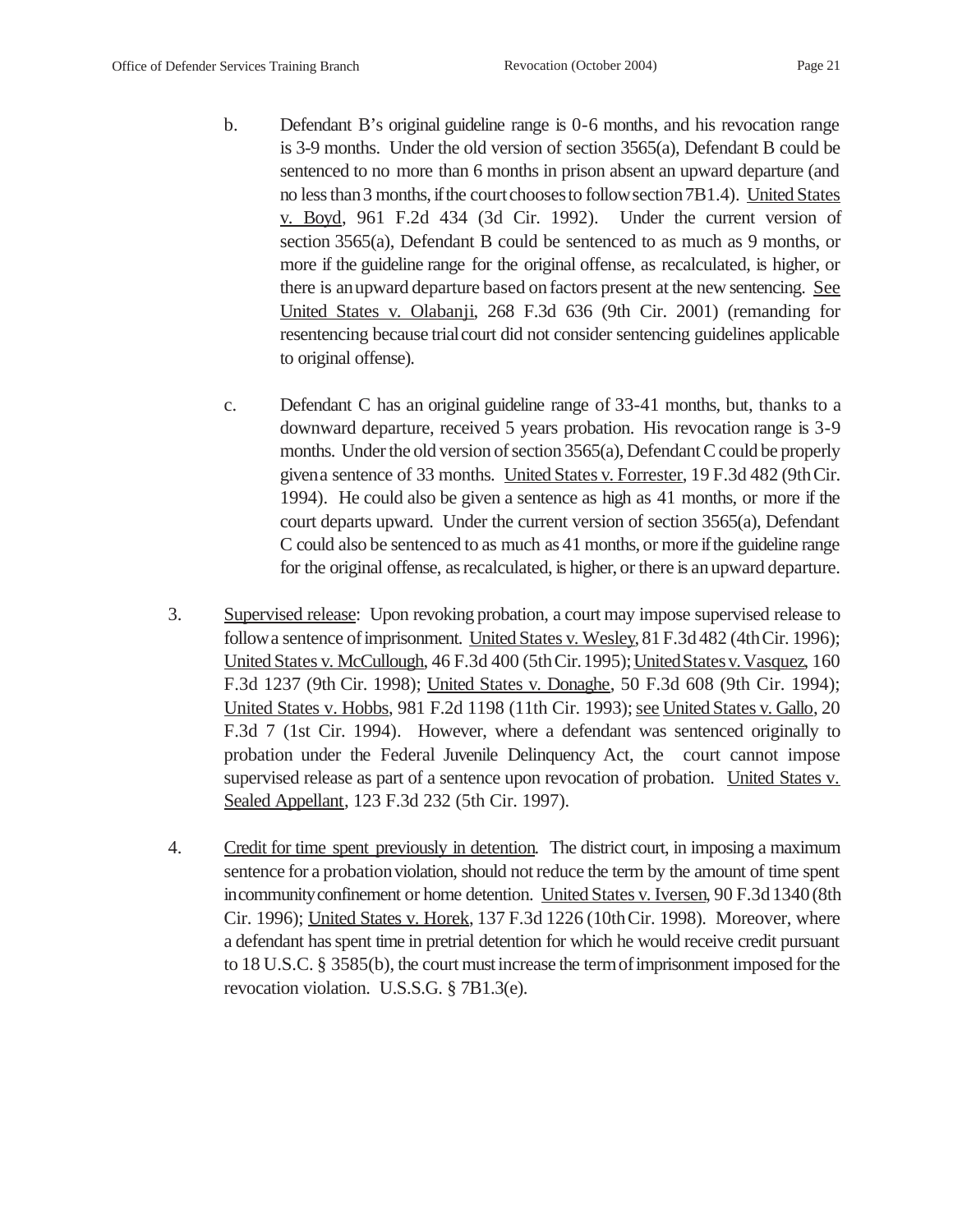b. Defendant B's original guideline range is 0-6 months, and his revocation range is 3-9 months. Under the old version of section 3565(a), Defendant B could be sentenced to no more than 6 months in prison absent an upward departure (and no less than 3 months, if the court chooses to follow section 7B1.4). United States v. Boyd, 961 F.2d 434 (3d Cir. 1992). Under the current version of section 3565(a), Defendant B could be sentenced to as much as 9 months, or more if the guideline range for the original offense, as recalculated, is higher, or there is an upward departure based on factors present at the new sentencing. See United States v. Olabanji, 268 F.3d 636 (9th Cir. 2001) (remanding for resentencing because trial court did not consider sentencing guidelines applicable to original offense).

c. Defendant C has an original guideline range of 33-41 months, but, thanks to a downward departure, received 5 years probation. His revocation range is 3-9 months. Under the old version of section 3565(a), Defendant C could be properly given a sentence of 33 months. United States v. Forrester, 19 F.3d 482 (9th Cir. 1994). He could also be given a sentence as high as 41 months, or more if the court departs upward. Under the current version of section 3565(a), Defendant C could also be sentenced to as much as 41 months, or more if the guideline range for the original offense, as recalculated, is higher, or there is an upward departure.

3. Supervised release: Upon revoking probation, a court may impose supervised release to follow a sentence of imprisonment. United States v. Wesley, 81 F.3d 482 (4th Cir. 1996); United States v. McCullough, 46 F.3d 400 (5th Cir. 1995); United States v. Vasquez, 160 F.3d 1237 (9th Cir. 1998); United States v. Donaghe, 50 F.3d 608 (9th Cir. 1994); United States v. Hobbs, 981 F.2d 1198 (11th Cir. 1993); see United States v. Gallo, 20 F.3d 7 (1st Cir. 1994). However, where a defendant was sentenced originally to probation under the Federal Juvenile Delinquency Act, the court cannot impose supervised release as part of a sentence upon revocation of probation. United States v. Sealed Appellant, 123 F.3d 232 (5th Cir. 1997).

4. Credit for time spent previously in detention. The district court, in imposing a maximum sentence for a probation violation, should not reduce the term by the amount of time spent in community confinement or home detention. United States v. Iversen, 90 F.3d 1340 (8th Cir. 1996); United States v. Horek, 137 F.3d 1226 (10th Cir. 1998). Moreover, where a defendant has spent time in pretrial detention for which he would receive credit pursuant to 18 U.S.C. § 3585(b), the court must increase the term of imprisonment imposed for the revocation violation. U.S.S.G. § 7B1.3(e).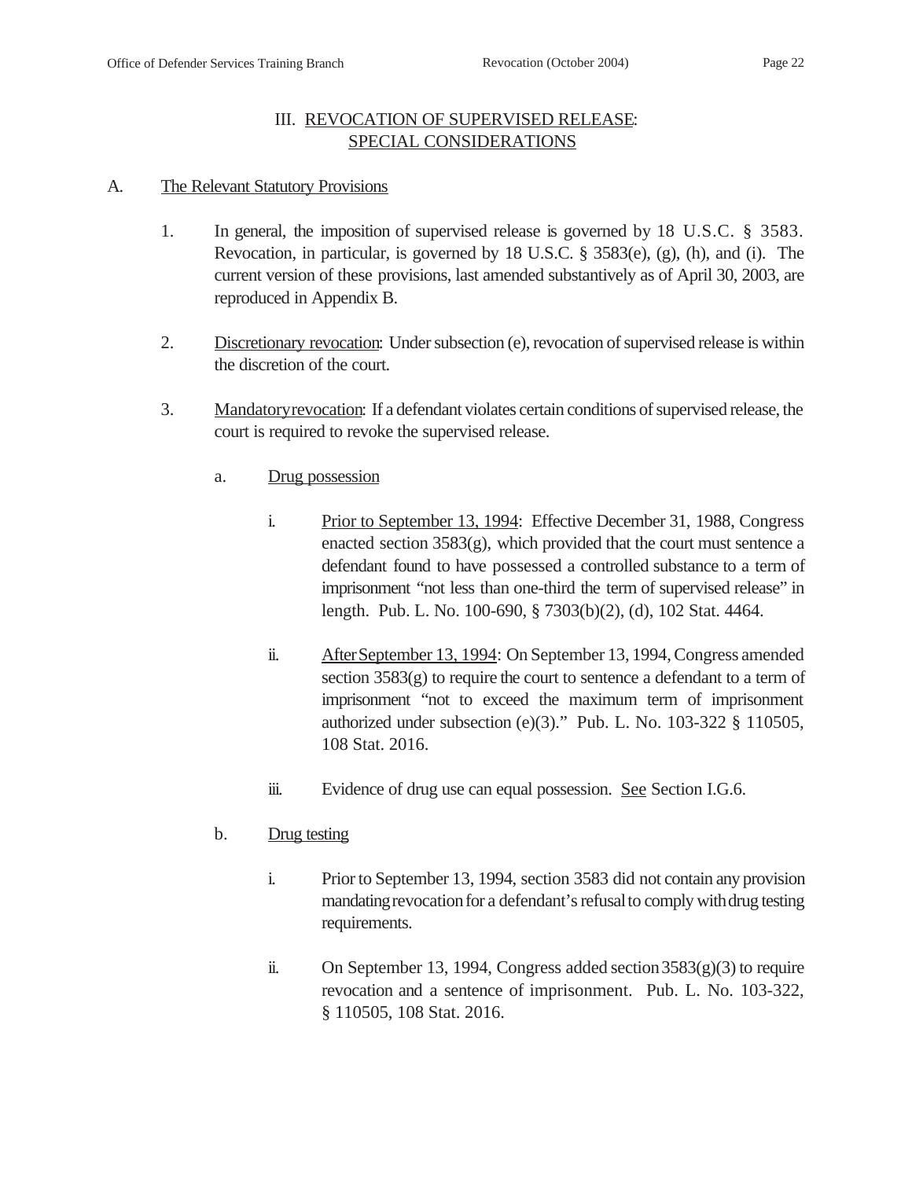## III. REVOCATION OF SUPERVISED RELEASE: SPECIAL CONSIDERATIONS

### A. The Relevant Statutory Provisions

1. In general, the imposition of supervised release is governed by 18 U.S.C. § 3583. Revocation, in particular, is governed by 18 U.S.C. § 3583(e), (g), (h), and (i). The current version of these provisions, last amended substantively as of April 30, 2003, are reproduced in Appendix B.

2. Discretionary revocation: Under subsection (e), revocation of supervised release is within the discretion of the court.

3. Mandatory revocation: If a defendant violates certain conditions of supervised release, the court is required to revoke the supervised release.

   a. Drug possession

      i. Prior to September 13, 1994: Effective December 31, 1988, Congress enacted section 3583(g), which provided that the court must sentence a defendant found to have possessed a controlled substance to a term of imprisonment "not less than one-third the term of supervised release" in length. Pub. L. No. 100-690, § 7303(b)(2), (d), 102 Stat. 4464.

      ii. After September 13, 1994: On September 13, 1994, Congress amended section 3583(g) to require the court to sentence a defendant to a term of imprisonment "not to exceed the maximum term of imprisonment authorized under subsection (e)(3)." Pub. L. No. 103-322 § 110505, 108 Stat. 2016.

      iii. Evidence of drug use can equal possession. See Section I.G.6.

   b. Drug testing

      i. Prior to September 13, 1994, section 3583 did not contain any provision mandating revocation for a defendant's refusal to comply with drug testing requirements.

      ii. On September 13, 1994, Congress added section 3583(g)(3) to require revocation and a sentence of imprisonment. Pub. L. No. 103-322, § 110505, 108 Stat. 2016.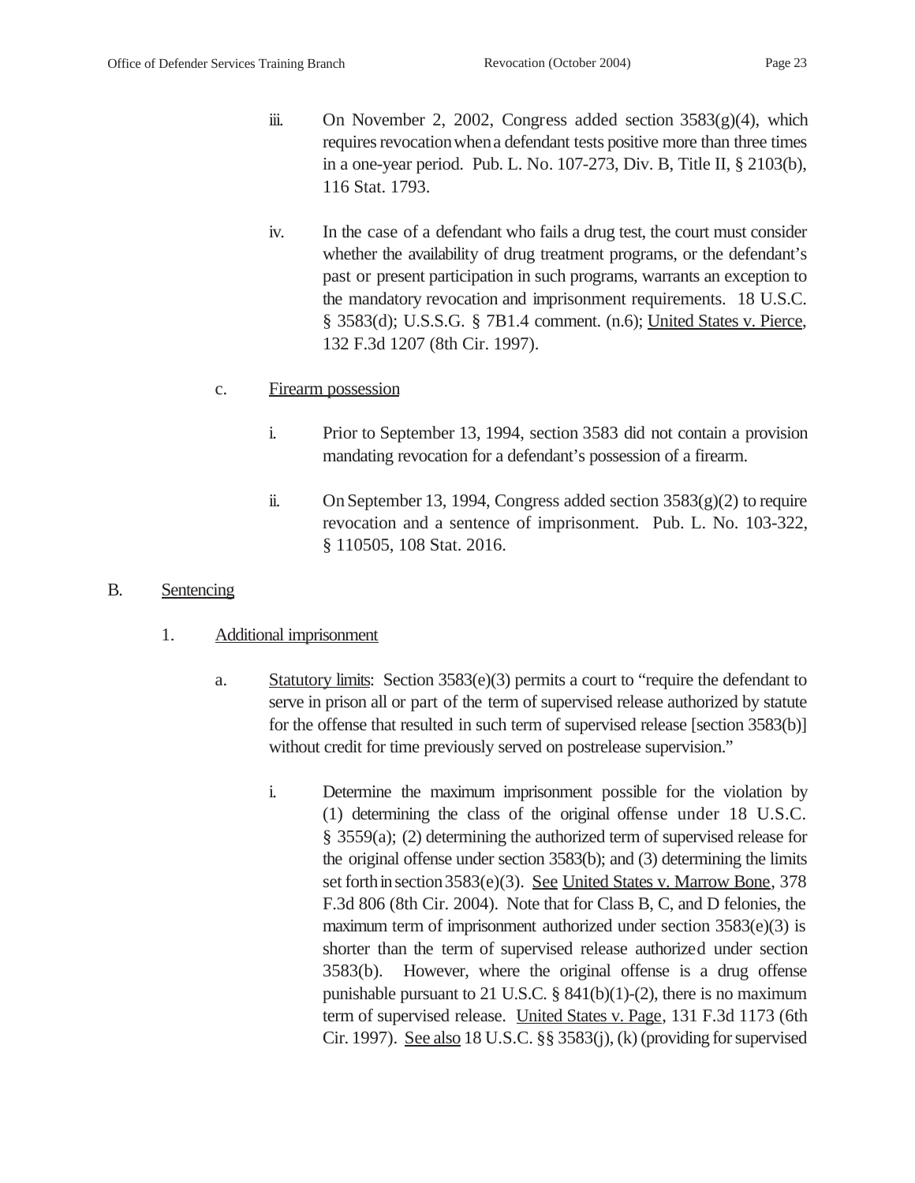iii. On November 2, 2002, Congress added section 3583(g)(4), which requires revocation when a defendant tests positive more than three times in a one-year period. Pub. L. No. 107-273, Div. B, Title II, § 2103(b), 116 Stat. 1793.

iv. In the case of a defendant who fails a drug test, the court must consider whether the availability of drug treatment programs, or the defendant's past or present participation in such programs, warrants an exception to the mandatory revocation and imprisonment requirements. 18 U.S.C. § 3583(d); U.S.S.G. § 7B1.4 comment. (n.6); United States v. Pierce, 132 F.3d 1207 (8th Cir. 1997).

c. Firearm possession

i. Prior to September 13, 1994, section 3583 did not contain a provision mandating revocation for a defendant's possession of a firearm.

ii. On September 13, 1994, Congress added section 3583(g)(2) to require revocation and a sentence of imprisonment. Pub. L. No. 103-322, § 110505, 108 Stat. 2016.

B. Sentencing

1. Additional imprisonment

a. Statutory limits: Section 3583(e)(3) permits a court to "require the defendant to serve in prison all or part of the term of supervised release authorized by statute for the offense that resulted in such term of supervised release [section 3583(b)] without credit for time previously served on postrelease supervision."

i. Determine the maximum imprisonment possible for the violation by (1) determining the class of the original offense under 18 U.S.C. § 3559(a); (2) determining the authorized term of supervised release for the original offense under section 3583(b); and (3) determining the limits set forth in section 3583(e)(3). See United States v. Marrow Bone, 378 F.3d 806 (8th Cir. 2004). Note that for Class B, C, and D felonies, the maximum term of imprisonment authorized under section 3583(e)(3) is shorter than the term of supervised release authorized under section 3583(b). However, where the original offense is a drug offense punishable pursuant to 21 U.S.C. § 841(b)(1)-(2), there is no maximum term of supervised release. United States v. Page, 131 F.3d 1173 (6th Cir. 1997). See also 18 U.S.C. §§ 3583(j), (k) (providing for supervised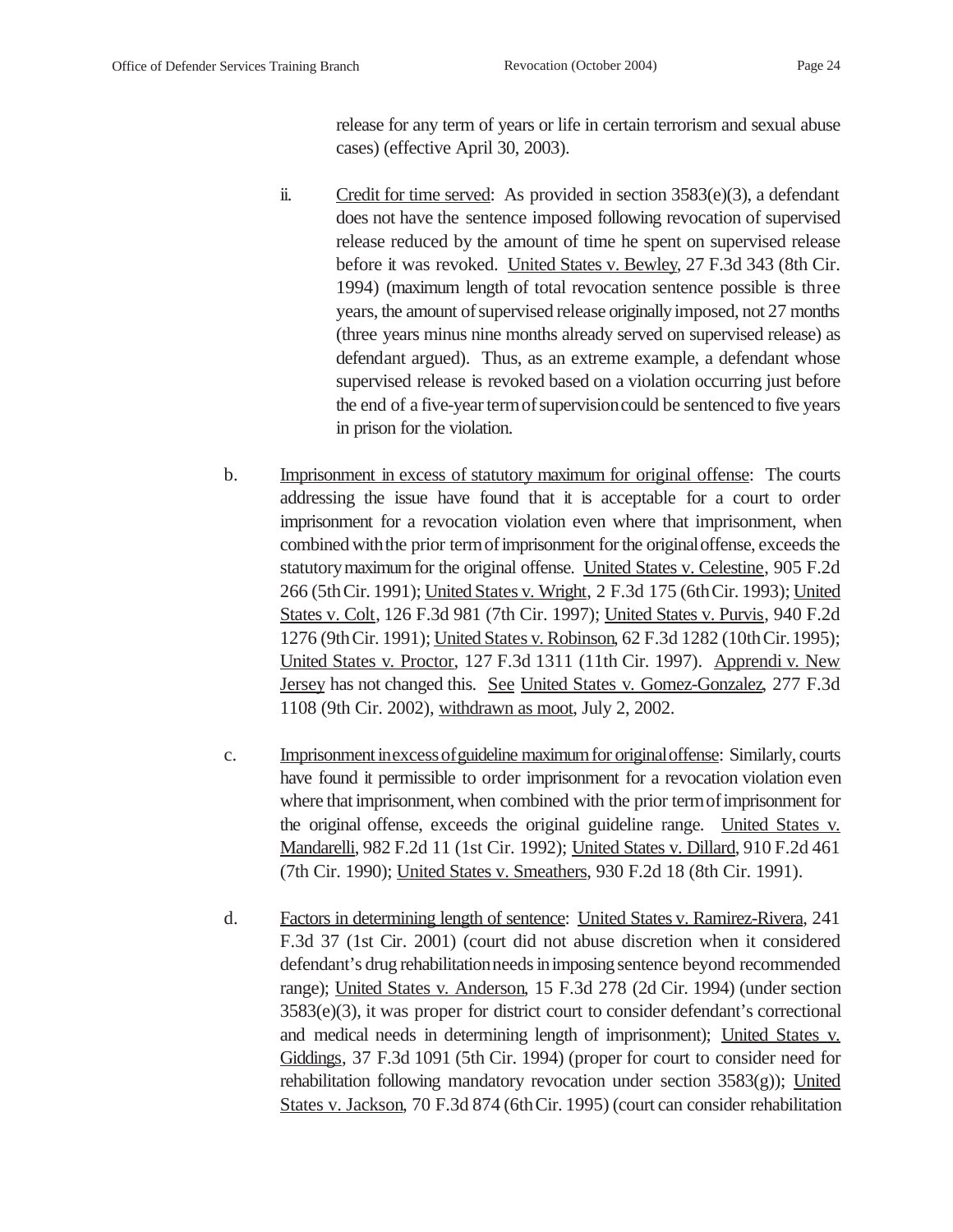release for any term of years or life in certain terrorism and sexual abuse cases) (effective April 30, 2003).

ii. Credit for time served: As provided in section 3583(e)(3), a defendant does not have the sentence imposed following revocation of supervised release reduced by the amount of time he spent on supervised release before it was revoked. United States v. Bewley, 27 F.3d 343 (8th Cir. 1994) (maximum length of total revocation sentence possible is three years, the amount of supervised release originally imposed, not 27 months (three years minus nine months already served on supervised release) as defendant argued). Thus, as an extreme example, a defendant whose supervised release is revoked based on a violation occurring just before the end of a five-year term of supervision could be sentenced to five years in prison for the violation.

b. Imprisonment in excess of statutory maximum for original offense: The courts addressing the issue have found that it is acceptable for a court to order imprisonment for a revocation violation even where that imprisonment, when combined with the prior term of imprisonment for the original offense, exceeds the statutory maximum for the original offense. United States v. Celestine, 905 F.2d 266 (5th Cir. 1991); United States v. Wright, 2 F.3d 175 (6th Cir. 1993); United States v. Colt, 126 F.3d 981 (7th Cir. 1997); United States v. Purvis, 940 F.2d 1276 (9th Cir. 1991); United States v. Robinson, 62 F.3d 1282 (10th Cir. 1995); United States v. Proctor, 127 F.3d 1311 (11th Cir. 1997). Apprendi v. New Jersey has not changed this. See United States v. Gomez-Gonzalez, 277 F.3d 1108 (9th Cir. 2002), withdrawn as moot, July 2, 2002.

c. Imprisonment in excess of guideline maximum for original offense: Similarly, courts have found it permissible to order imprisonment for a revocation violation even where that imprisonment, when combined with the prior term of imprisonment for the original offense, exceeds the original guideline range. United States v. Mandarelli, 982 F.2d 11 (1st Cir. 1992); United States v. Dillard, 910 F.2d 461 (7th Cir. 1990); United States v. Smeathers, 930 F.2d 18 (8th Cir. 1991).

d. Factors in determining length of sentence: United States v. Ramirez-Rivera, 241 F.3d 37 (1st Cir. 2001) (court did not abuse discretion when it considered defendant's drug rehabilitation needs in imposing sentence beyond recommended range); United States v. Anderson, 15 F.3d 278 (2d Cir. 1994) (under section 3583(e)(3), it was proper for district court to consider defendant's correctional and medical needs in determining length of imprisonment); United States v. Giddings, 37 F.3d 1091 (5th Cir. 1994) (proper for court to consider need for rehabilitation following mandatory revocation under section 3583(g)); United States v. Jackson, 70 F.3d 874 (6th Cir. 1995) (court can consider rehabilitation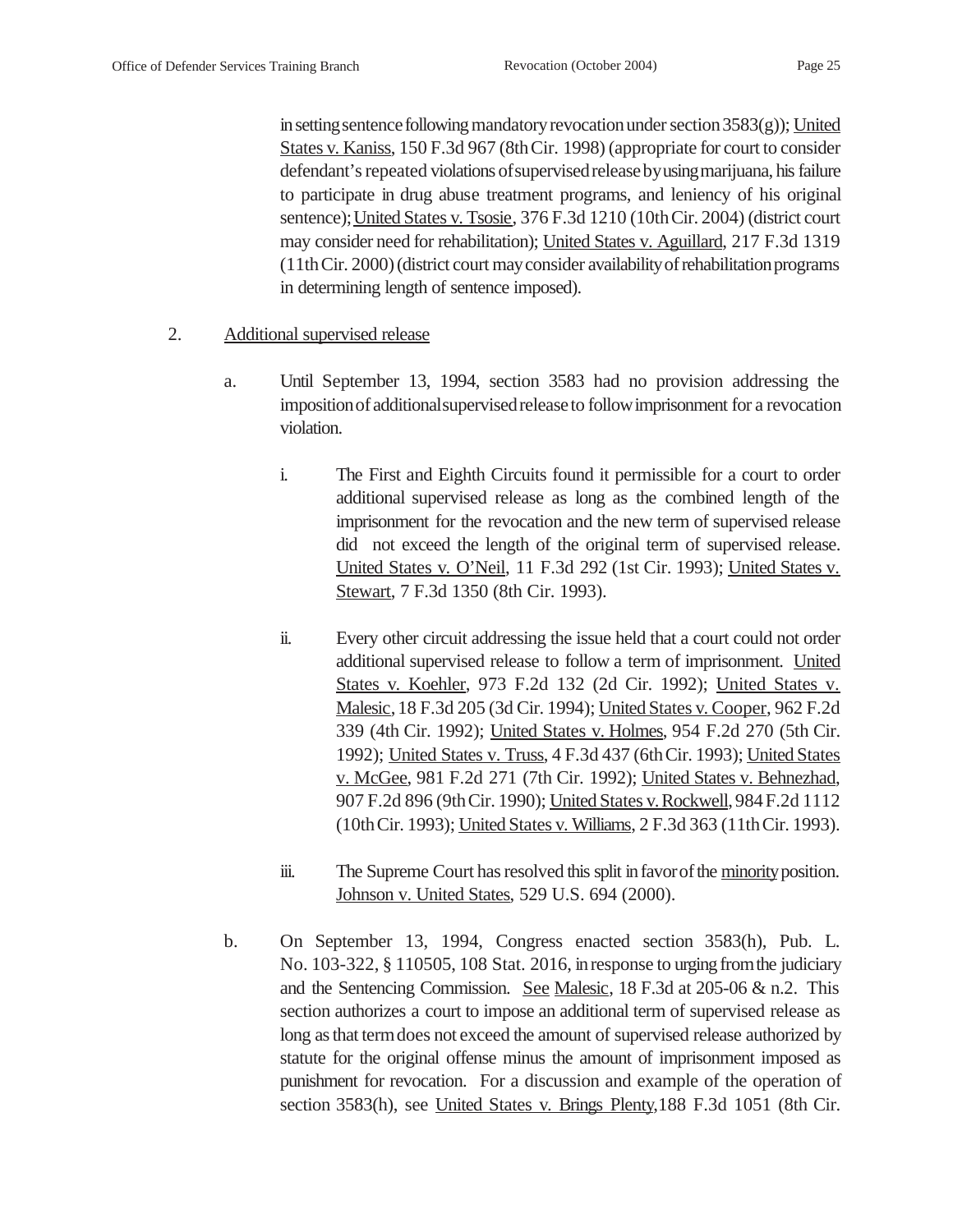in setting sentence following mandatory revocation under section 3583(g)); United States v. Kaniss, 150 F.3d 967 (8th Cir. 1998) (appropriate for court to consider defendant's repeated violations of supervised release by using marijuana, his failure to participate in drug abuse treatment programs, and leniency of his original sentence); United States v. Tsosie, 376 F.3d 1210 (10th Cir. 2004) (district court may consider need for rehabilitation); United States v. Aguillard, 217 F.3d 1319 (11th Cir. 2000) (district court may consider availability of rehabilitation programs in determining length of sentence imposed).

2. Additional supervised release

   a. Until September 13, 1994, section 3583 had no provision addressing the imposition of additional supervised release to follow imprisonment for a revocation violation.

      i. The First and Eighth Circuits found it permissible for a court to order additional supervised release as long as the combined length of the imprisonment for the revocation and the new term of supervised release did not exceed the length of the original term of supervised release. United States v. O'Neil, 11 F.3d 292 (1st Cir. 1993); United States v. Stewart, 7 F.3d 1350 (8th Cir. 1993).

      ii. Every other circuit addressing the issue held that a court could not order additional supervised release to follow a term of imprisonment. United States v. Koehler, 973 F.2d 132 (2d Cir. 1992); United States v. Malesic, 18 F.3d 205 (3d Cir. 1994); United States v. Cooper, 962 F.2d 339 (4th Cir. 1992); United States v. Holmes, 954 F.2d 270 (5th Cir. 1992); United States v. Truss, 4 F.3d 437 (6th Cir. 1993); United States v. McGee, 981 F.2d 271 (7th Cir. 1992); United States v. Behnezhad, 907 F.2d 896 (9th Cir. 1990); United States v. Rockwell, 984 F.2d 1112 (10th Cir. 1993); United States v. Williams, 2 F.3d 363 (11th Cir. 1993).

      iii. The Supreme Court has resolved this split in favor of the minority position. Johnson v. United States, 529 U.S. 694 (2000).

   b. On September 13, 1994, Congress enacted section 3583(h), Pub. L. No. 103-322, § 110505, 108 Stat. 2016, in response to urging from the judiciary and the Sentencing Commission. See Malesic, 18 F.3d at 205-06 & n.2. This section authorizes a court to impose an additional term of supervised release as long as that term does not exceed the amount of supervised release authorized by statute for the original offense minus the amount of imprisonment imposed as punishment for revocation. For a discussion and example of the operation of section 3583(h), see United States v. Brings Plenty, 188 F.3d 1051 (8th Cir.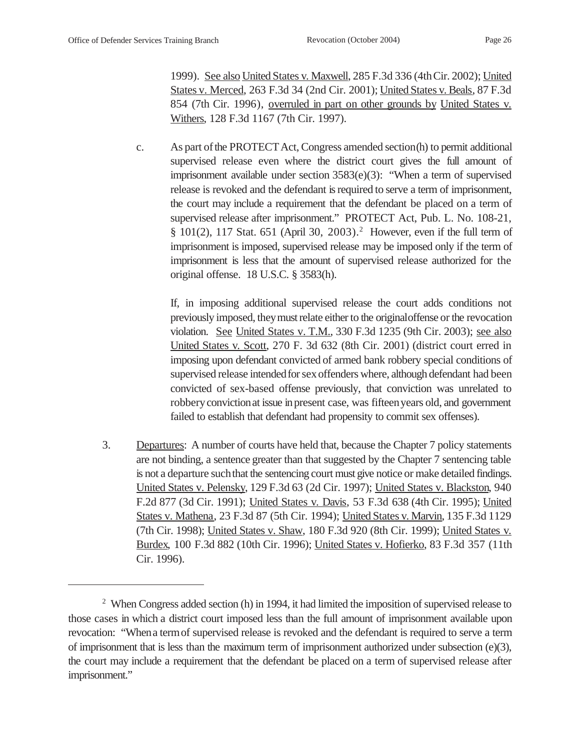1999). See also United States v. Maxwell, 285 F.3d 336 (4th Cir. 2002); United States v. Merced, 263 F.3d 34 (2nd Cir. 2001); United States v. Beals, 87 F.3d 854 (7th Cir. 1996), overruled in part on other grounds by United States v. Withers, 128 F.3d 1167 (7th Cir. 1997).

c. As part of the PROTECT Act, Congress amended section (h) to permit additional supervised release even where the district court gives the full amount of imprisonment available under section 3583(e)(3): "When a term of supervised release is revoked and the defendant is required to serve a term of imprisonment, the court may include a requirement that the defendant be placed on a term of supervised release after imprisonment." PROTECT Act, Pub. L. No. 108-21, § 101(2), 117 Stat. 651 (April 30, 2003).[2] However, even if the full term of imprisonment is imposed, supervised release may be imposed only if the term of imprisonment is less that the amount of supervised release authorized for the original offense. 18 U.S.C. § 3583(h).

If, in imposing additional supervised release the court adds conditions not previously imposed, they must relate either to the original offense or the revocation violation. See United States v. T.M., 330 F.3d 1235 (9th Cir. 2003); see also United States v. Scott, 270 F. 3d 632 (8th Cir. 2001) (district court erred in imposing upon defendant convicted of armed bank robbery special conditions of supervised release intended for sex offenders where, although defendant had been convicted of sex-based offense previously, that conviction was unrelated to robbery conviction at issue in present case, was fifteen years old, and government failed to establish that defendant had propensity to commit sex offenses).

3. Departures: A number of courts have held that, because the Chapter 7 policy statements are not binding, a sentence greater than that suggested by the Chapter 7 sentencing table is not a departure such that the sentencing court must give notice or make detailed findings. United States v. Pelensky, 129 F.3d 63 (2d Cir. 1997); United States v. Blackston, 940 F.2d 877 (3d Cir. 1991); United States v. Davis, 53 F.3d 638 (4th Cir. 1995); United States v. Mathena, 23 F.3d 87 (5th Cir. 1994); United States v. Marvin, 135 F.3d 1129 (7th Cir. 1998); United States v. Shaw, 180 F.3d 920 (8th Cir. 1999); United States v. Burdex, 100 F.3d 882 (10th Cir. 1996); United States v. Hofierko, 83 F.3d 357 (11th Cir. 1996).

---

[2] When Congress added section (h) in 1994, it had limited the imposition of supervised release to those cases in which a district court imposed less than the full amount of imprisonment available upon revocation: "When a term of supervised release is revoked and the defendant is required to serve a term of imprisonment that is less than the maximum term of imprisonment authorized under subsection (e)(3), the court may include a requirement that the defendant be placed on a term of supervised release after imprisonment."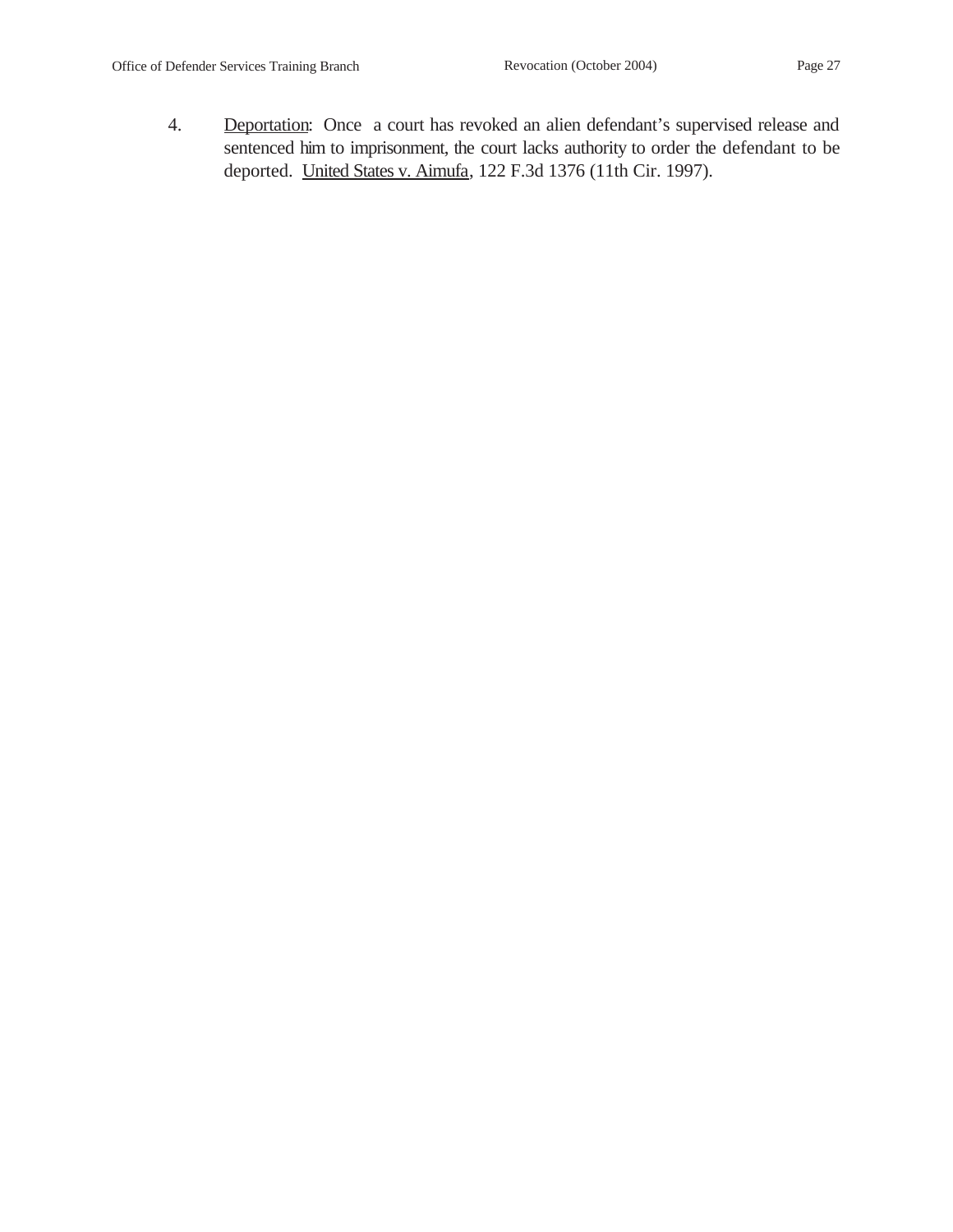4. Deportation: Once a court has revoked an alien defendant's supervised release and sentenced him to imprisonment, the court lacks authority to order the defendant to be deported. United States v. Aimufa, 122 F.3d 1376 (11th Cir. 1997).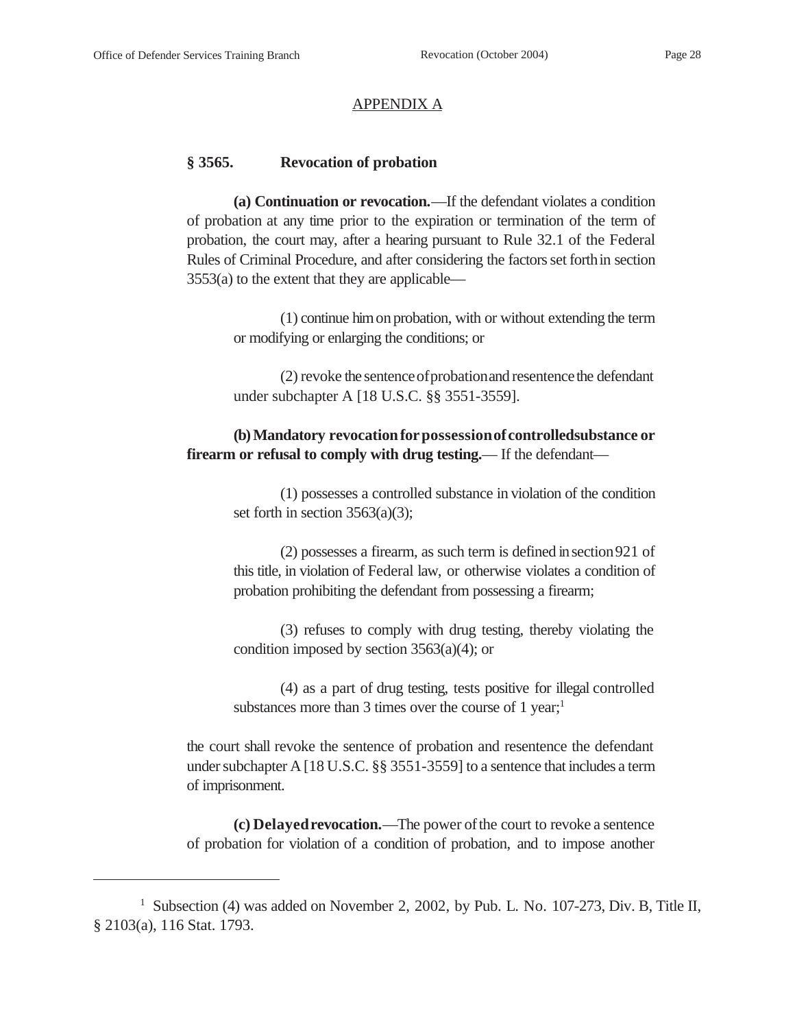APPENDIX A

### § 3565. Revocation of probation

**(a) Continuation or revocation.**—If the defendant violates a condition of probation at any time prior to the expiration or termination of the term of probation, the court may, after a hearing pursuant to Rule 32.1 of the Federal Rules of Criminal Procedure, and after considering the factors set forth in section 3553(a) to the extent that they are applicable—

(1) continue him on probation, with or without extending the term or modifying or enlarging the conditions; or

(2) revoke the sentence of probation and resentence the defendant under subchapter A [18 U.S.C. §§ 3551-3559].

**(b) Mandatory revocation for possession of controlled substance or firearm or refusal to comply with drug testing.**— If the defendant—

(1) possesses a controlled substance in violation of the condition set forth in section 3563(a)(3);

(2) possesses a firearm, as such term is defined in section 921 of this title, in violation of Federal law, or otherwise violates a condition of probation prohibiting the defendant from possessing a firearm;

(3) refuses to comply with drug testing, thereby violating the condition imposed by section 3563(a)(4); or

(4) as a part of drug testing, tests positive for illegal controlled substances more than 3 times over the course of 1 year;[1]

the court shall revoke the sentence of probation and resentence the defendant under subchapter A [18 U.S.C. §§ 3551-3559] to a sentence that includes a term of imprisonment.

**(c) Delayed revocation.**—The power of the court to revoke a sentence of probation for violation of a condition of probation, and to impose another

---

[1] Subsection (4) was added on November 2, 2002, by Pub. L. No. 107-273, Div. B, Title II, § 2103(a), 116 Stat. 1793.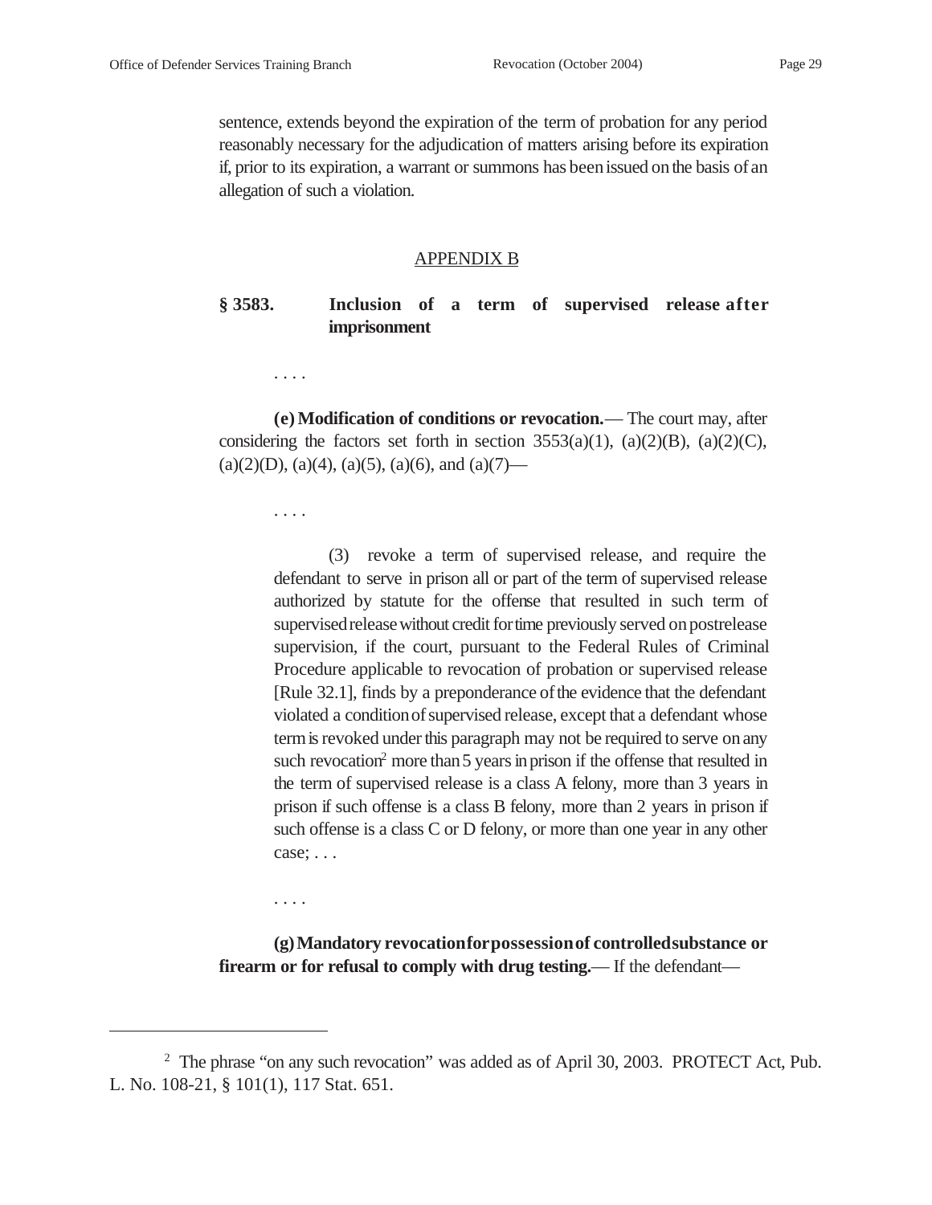sentence, extends beyond the expiration of the term of probation for any period reasonably necessary for the adjudication of matters arising before its expiration if, prior to its expiration, a warrant or summons has been issued on the basis of an allegation of such a violation.

## APPENDIX B

### § 3583. Inclusion of a term of supervised release after imprisonment

. . . .

**(e) Modification of conditions or revocation.**— The court may, after considering the factors set forth in section 3553(a)(1), (a)(2)(B), (a)(2)(C), (a)(2)(D), (a)(4), (a)(5), (a)(6), and (a)(7)—

. . . .

(3) revoke a term of supervised release, and require the defendant to serve in prison all or part of the term of supervised release authorized by statute for the offense that resulted in such term of supervised release without credit for time previously served on postrelease supervision, if the court, pursuant to the Federal Rules of Criminal Procedure applicable to revocation of probation or supervised release [Rule 32.1], finds by a preponderance of the evidence that the defendant violated a condition of supervised release, except that a defendant whose term is revoked under this paragraph may not be required to serve on any such revocation[2] more than 5 years in prison if the offense that resulted in the term of supervised release is a class A felony, more than 3 years in prison if such offense is a class B felony, more than 2 years in prison if such offense is a class C or D felony, or more than one year in any other case; . . .

. . . .

**(g) Mandatory revocation for possession of controlled substance or firearm or for refusal to comply with drug testing.**— If the defendant—

---

[2] The phrase "on any such revocation" was added as of April 30, 2003. PROTECT Act, Pub. L. No. 108-21, § 101(1), 117 Stat. 651.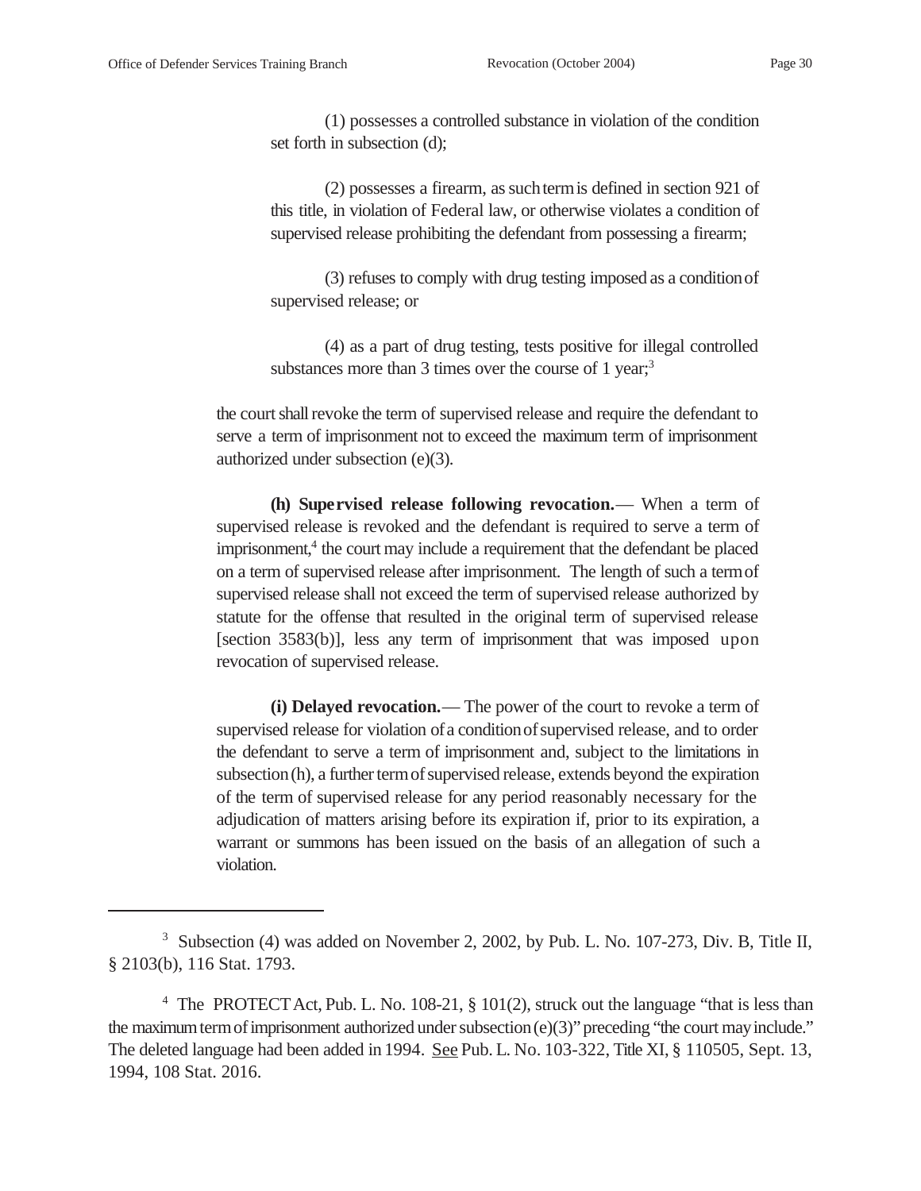(1) possesses a controlled substance in violation of the condition set forth in subsection (d);

(2) possesses a firearm, as such term is defined in section 921 of this title, in violation of Federal law, or otherwise violates a condition of supervised release prohibiting the defendant from possessing a firearm;

(3) refuses to comply with drug testing imposed as a condition of supervised release; or

(4) as a part of drug testing, tests positive for illegal controlled substances more than 3 times over the course of 1 year;[3]

the court shall revoke the term of supervised release and require the defendant to serve a term of imprisonment not to exceed the maximum term of imprisonment authorized under subsection (e)(3).

**(h) Supervised release following revocation.**— When a term of supervised release is revoked and the defendant is required to serve a term of imprisonment,[4] the court may include a requirement that the defendant be placed on a term of supervised release after imprisonment. The length of such a term of supervised release shall not exceed the term of supervised release authorized by statute for the offense that resulted in the original term of supervised release [section 3583(b)], less any term of imprisonment that was imposed upon revocation of supervised release.

**(i) Delayed revocation.**— The power of the court to revoke a term of supervised release for violation of a condition of supervised release, and to order the defendant to serve a term of imprisonment and, subject to the limitations in subsection (h), a further term of supervised release, extends beyond the expiration of the term of supervised release for any period reasonably necessary for the adjudication of matters arising before its expiration if, prior to its expiration, a warrant or summons has been issued on the basis of an allegation of such a violation.

---

[3] Subsection (4) was added on November 2, 2002, by Pub. L. No. 107-273, Div. B, Title II, § 2103(b), 116 Stat. 1793.

[4] The PROTECT Act, Pub. L. No. 108-21, § 101(2), struck out the language "that is less than the maximum term of imprisonment authorized under subsection (e)(3)" preceding "the court may include." The deleted language had been added in 1994. See Pub. L. No. 103-322, Title XI, § 110505, Sept. 13, 1994, 108 Stat. 2016.